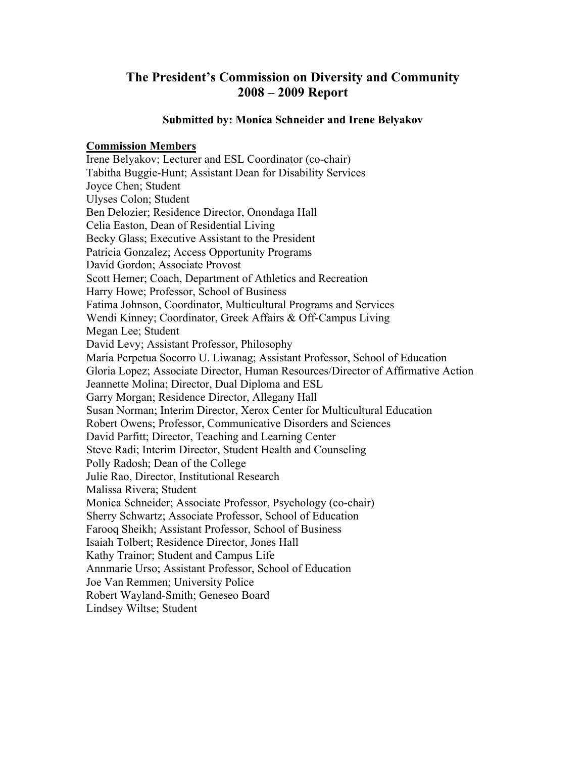# The President's Commission on Diversity and Community
# 2008 – 2009 Report

**Submitted by: Monica Schneider and Irene Belyakov**

**Commission Members**

Irene Belyakov; Lecturer and ESL Coordinator (co-chair)
Tabitha Buggie-Hunt; Assistant Dean for Disability Services
Joyce Chen; Student
Ulyses Colon; Student
Ben Delozier; Residence Director, Onondaga Hall
Celia Easton, Dean of Residential Living
Becky Glass; Executive Assistant to the President
Patricia Gonzalez; Access Opportunity Programs
David Gordon; Associate Provost
Scott Hemer; Coach, Department of Athletics and Recreation
Harry Howe; Professor, School of Business
Fatima Johnson, Coordinator, Multicultural Programs and Services
Wendi Kinney; Coordinator, Greek Affairs & Off-Campus Living
Megan Lee; Student
David Levy; Assistant Professor, Philosophy
Maria Perpetua Socorro U. Liwanag; Assistant Professor, School of Education
Gloria Lopez; Associate Director, Human Resources/Director of Affirmative Action
Jeannette Molina; Director, Dual Diploma and ESL
Garry Morgan; Residence Director, Allegany Hall
Susan Norman; Interim Director, Xerox Center for Multicultural Education
Robert Owens; Professor, Communicative Disorders and Sciences
David Parfitt; Director, Teaching and Learning Center
Steve Radi; Interim Director, Student Health and Counseling
Polly Radosh; Dean of the College
Julie Rao, Director, Institutional Research
Malissa Rivera; Student
Monica Schneider; Associate Professor, Psychology (co-chair)
Sherry Schwartz; Associate Professor, School of Education
Farooq Sheikh; Assistant Professor, School of Business
Isaiah Tolbert; Residence Director, Jones Hall
Kathy Trainor; Student and Campus Life
Annmarie Urso; Assistant Professor, School of Education
Joe Van Remmen; University Police
Robert Wayland-Smith; Geneseo Board
Lindsey Wiltse; Student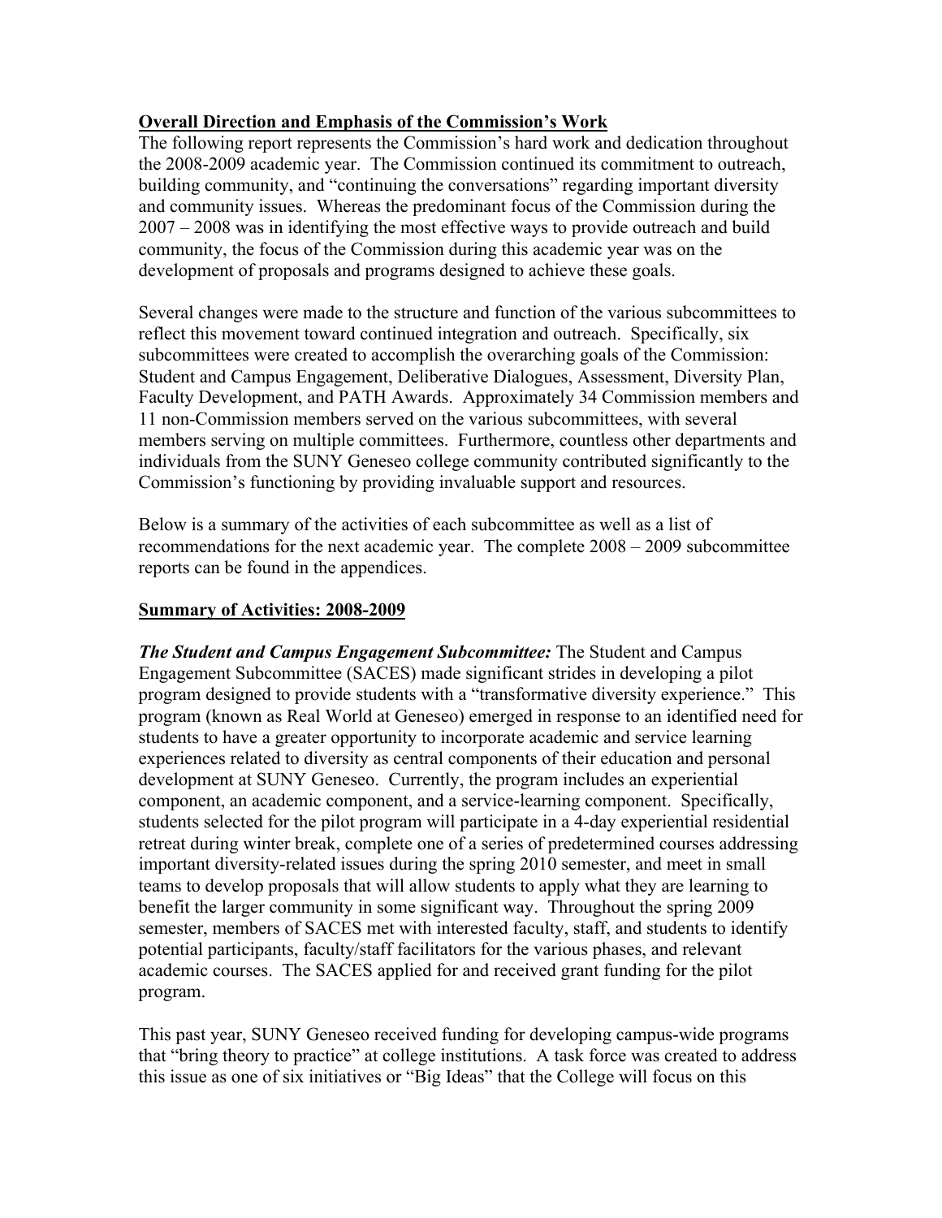## Overall Direction and Emphasis of the Commission's Work

The following report represents the Commission's hard work and dedication throughout the 2008-2009 academic year. The Commission continued its commitment to outreach, building community, and "continuing the conversations" regarding important diversity and community issues. Whereas the predominant focus of the Commission during the 2007 – 2008 was in identifying the most effective ways to provide outreach and build community, the focus of the Commission during this academic year was on the development of proposals and programs designed to achieve these goals.

Several changes were made to the structure and function of the various subcommittees to reflect this movement toward continued integration and outreach. Specifically, six subcommittees were created to accomplish the overarching goals of the Commission: Student and Campus Engagement, Deliberative Dialogues, Assessment, Diversity Plan, Faculty Development, and PATH Awards. Approximately 34 Commission members and 11 non-Commission members served on the various subcommittees, with several members serving on multiple committees. Furthermore, countless other departments and individuals from the SUNY Geneseo college community contributed significantly to the Commission's functioning by providing invaluable support and resources.

Below is a summary of the activities of each subcommittee as well as a list of recommendations for the next academic year. The complete 2008 – 2009 subcommittee reports can be found in the appendices.

## Summary of Activities: 2008-2009

***The Student and Campus Engagement Subcommittee:*** The Student and Campus Engagement Subcommittee (SACES) made significant strides in developing a pilot program designed to provide students with a "transformative diversity experience." This program (known as Real World at Geneseo) emerged in response to an identified need for students to have a greater opportunity to incorporate academic and service learning experiences related to diversity as central components of their education and personal development at SUNY Geneseo. Currently, the program includes an experiential component, an academic component, and a service-learning component. Specifically, students selected for the pilot program will participate in a 4-day experiential residential retreat during winter break, complete one of a series of predetermined courses addressing important diversity-related issues during the spring 2010 semester, and meet in small teams to develop proposals that will allow students to apply what they are learning to benefit the larger community in some significant way. Throughout the spring 2009 semester, members of SACES met with interested faculty, staff, and students to identify potential participants, faculty/staff facilitators for the various phases, and relevant academic courses. The SACES applied for and received grant funding for the pilot program.

This past year, SUNY Geneseo received funding for developing campus-wide programs that "bring theory to practice" at college institutions. A task force was created to address this issue as one of six initiatives or "Big Ideas" that the College will focus on this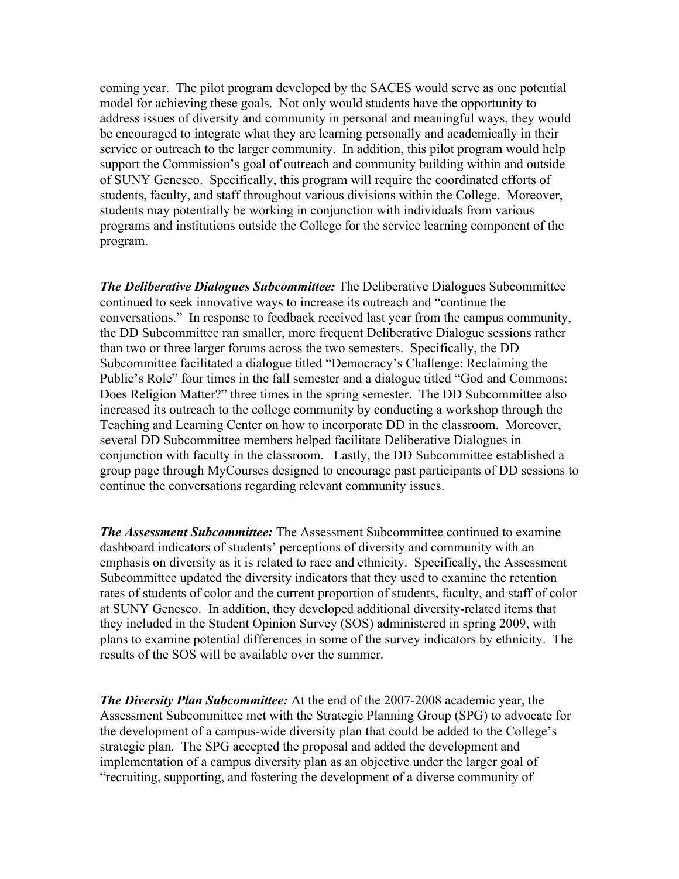coming year. The pilot program developed by the SACES would serve as one potential model for achieving these goals. Not only would students have the opportunity to address issues of diversity and community in personal and meaningful ways, they would be encouraged to integrate what they are learning personally and academically in their service or outreach to the larger community. In addition, this pilot program would help support the Commission's goal of outreach and community building within and outside of SUNY Geneseo. Specifically, this program will require the coordinated efforts of students, faculty, and staff throughout various divisions within the College. Moreover, students may potentially be working in conjunction with individuals from various programs and institutions outside the College for the service learning component of the program.

***The Deliberative Dialogues Subcommittee:*** The Deliberative Dialogues Subcommittee continued to seek innovative ways to increase its outreach and "continue the conversations." In response to feedback received last year from the campus community, the DD Subcommittee ran smaller, more frequent Deliberative Dialogue sessions rather than two or three larger forums across the two semesters. Specifically, the DD Subcommittee facilitated a dialogue titled "Democracy's Challenge: Reclaiming the Public's Role" four times in the fall semester and a dialogue titled "God and Commons: Does Religion Matter?" three times in the spring semester. The DD Subcommittee also increased its outreach to the college community by conducting a workshop through the Teaching and Learning Center on how to incorporate DD in the classroom. Moreover, several DD Subcommittee members helped facilitate Deliberative Dialogues in conjunction with faculty in the classroom. Lastly, the DD Subcommittee established a group page through MyCourses designed to encourage past participants of DD sessions to continue the conversations regarding relevant community issues.

***The Assessment Subcommittee:*** The Assessment Subcommittee continued to examine dashboard indicators of students' perceptions of diversity and community with an emphasis on diversity as it is related to race and ethnicity. Specifically, the Assessment Subcommittee updated the diversity indicators that they used to examine the retention rates of students of color and the current proportion of students, faculty, and staff of color at SUNY Geneseo. In addition, they developed additional diversity-related items that they included in the Student Opinion Survey (SOS) administered in spring 2009, with plans to examine potential differences in some of the survey indicators by ethnicity. The results of the SOS will be available over the summer.

***The Diversity Plan Subcommittee:*** At the end of the 2007-2008 academic year, the Assessment Subcommittee met with the Strategic Planning Group (SPG) to advocate for the development of a campus-wide diversity plan that could be added to the College's strategic plan. The SPG accepted the proposal and added the development and implementation of a campus diversity plan as an objective under the larger goal of "recruiting, supporting, and fostering the development of a diverse community of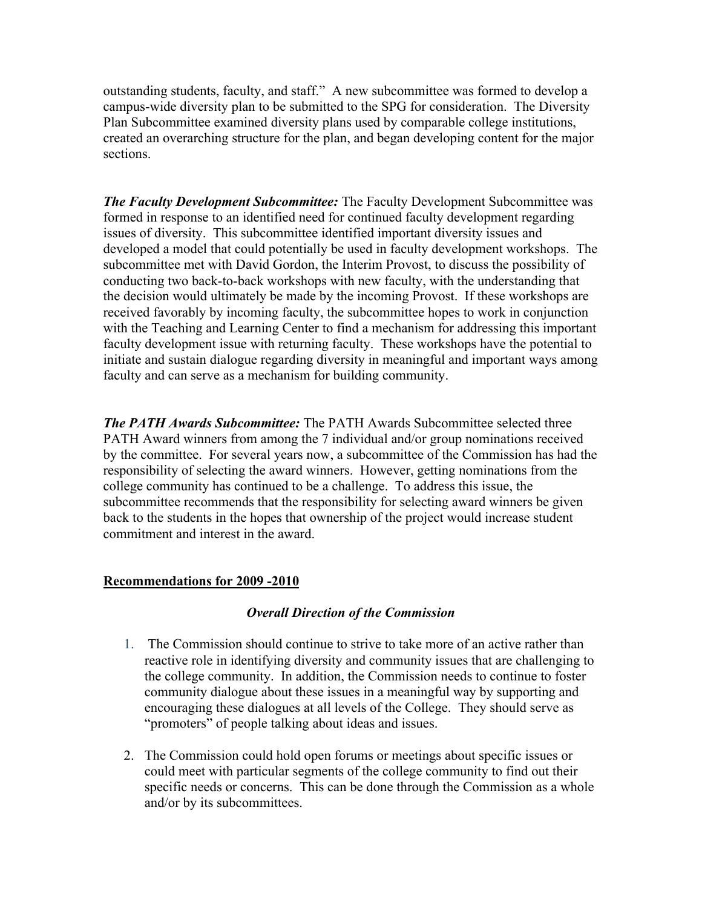outstanding students, faculty, and staff." A new subcommittee was formed to develop a campus-wide diversity plan to be submitted to the SPG for consideration. The Diversity Plan Subcommittee examined diversity plans used by comparable college institutions, created an overarching structure for the plan, and began developing content for the major sections.

***The Faculty Development Subcommittee:*** The Faculty Development Subcommittee was formed in response to an identified need for continued faculty development regarding issues of diversity. This subcommittee identified important diversity issues and developed a model that could potentially be used in faculty development workshops. The subcommittee met with David Gordon, the Interim Provost, to discuss the possibility of conducting two back-to-back workshops with new faculty, with the understanding that the decision would ultimately be made by the incoming Provost. If these workshops are received favorably by incoming faculty, the subcommittee hopes to work in conjunction with the Teaching and Learning Center to find a mechanism for addressing this important faculty development issue with returning faculty. These workshops have the potential to initiate and sustain dialogue regarding diversity in meaningful and important ways among faculty and can serve as a mechanism for building community.

***The PATH Awards Subcommittee:*** The PATH Awards Subcommittee selected three PATH Award winners from among the 7 individual and/or group nominations received by the committee. For several years now, a subcommittee of the Commission has had the responsibility of selecting the award winners. However, getting nominations from the college community has continued to be a challenge. To address this issue, the subcommittee recommends that the responsibility for selecting award winners be given back to the students in the hopes that ownership of the project would increase student commitment and interest in the award.

## Recommendations for 2009 -2010

### *Overall Direction of the Commission*

1. The Commission should continue to strive to take more of an active rather than reactive role in identifying diversity and community issues that are challenging to the college community. In addition, the Commission needs to continue to foster community dialogue about these issues in a meaningful way by supporting and encouraging these dialogues at all levels of the College. They should serve as "promoters" of people talking about ideas and issues.

2. The Commission could hold open forums or meetings about specific issues or could meet with particular segments of the college community to find out their specific needs or concerns. This can be done through the Commission as a whole and/or by its subcommittees.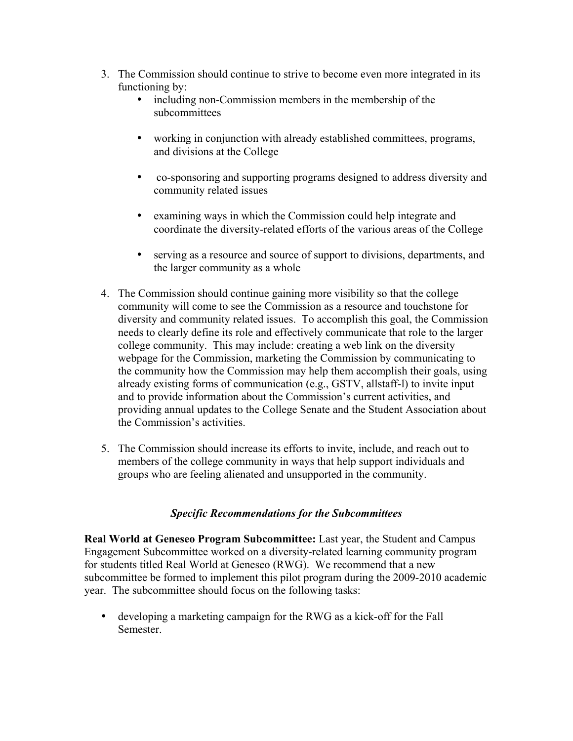3. The Commission should continue to strive to become even more integrated in its functioning by:
   - including non-Commission members in the membership of the subcommittees
   - working in conjunction with already established committees, programs, and divisions at the College
   - co-sponsoring and supporting programs designed to address diversity and community related issues
   - examining ways in which the Commission could help integrate and coordinate the diversity-related efforts of the various areas of the College
   - serving as a resource and source of support to divisions, departments, and the larger community as a whole

4. The Commission should continue gaining more visibility so that the college community will come to see the Commission as a resource and touchstone for diversity and community related issues. To accomplish this goal, the Commission needs to clearly define its role and effectively communicate that role to the larger college community. This may include: creating a web link on the diversity webpage for the Commission, marketing the Commission by communicating to the community how the Commission may help them accomplish their goals, using already existing forms of communication (e.g., GSTV, allstaff-l) to invite input and to provide information about the Commission's current activities, and providing annual updates to the College Senate and the Student Association about the Commission's activities.

5. The Commission should increase its efforts to invite, include, and reach out to members of the college community in ways that help support individuals and groups who are feeling alienated and unsupported in the community.

### *Specific Recommendations for the Subcommittees*

**Real World at Geneseo Program Subcommittee:** Last year, the Student and Campus Engagement Subcommittee worked on a diversity-related learning community program for students titled Real World at Geneseo (RWG). We recommend that a new subcommittee be formed to implement this pilot program during the 2009-2010 academic year. The subcommittee should focus on the following tasks:

- developing a marketing campaign for the RWG as a kick-off for the Fall Semester.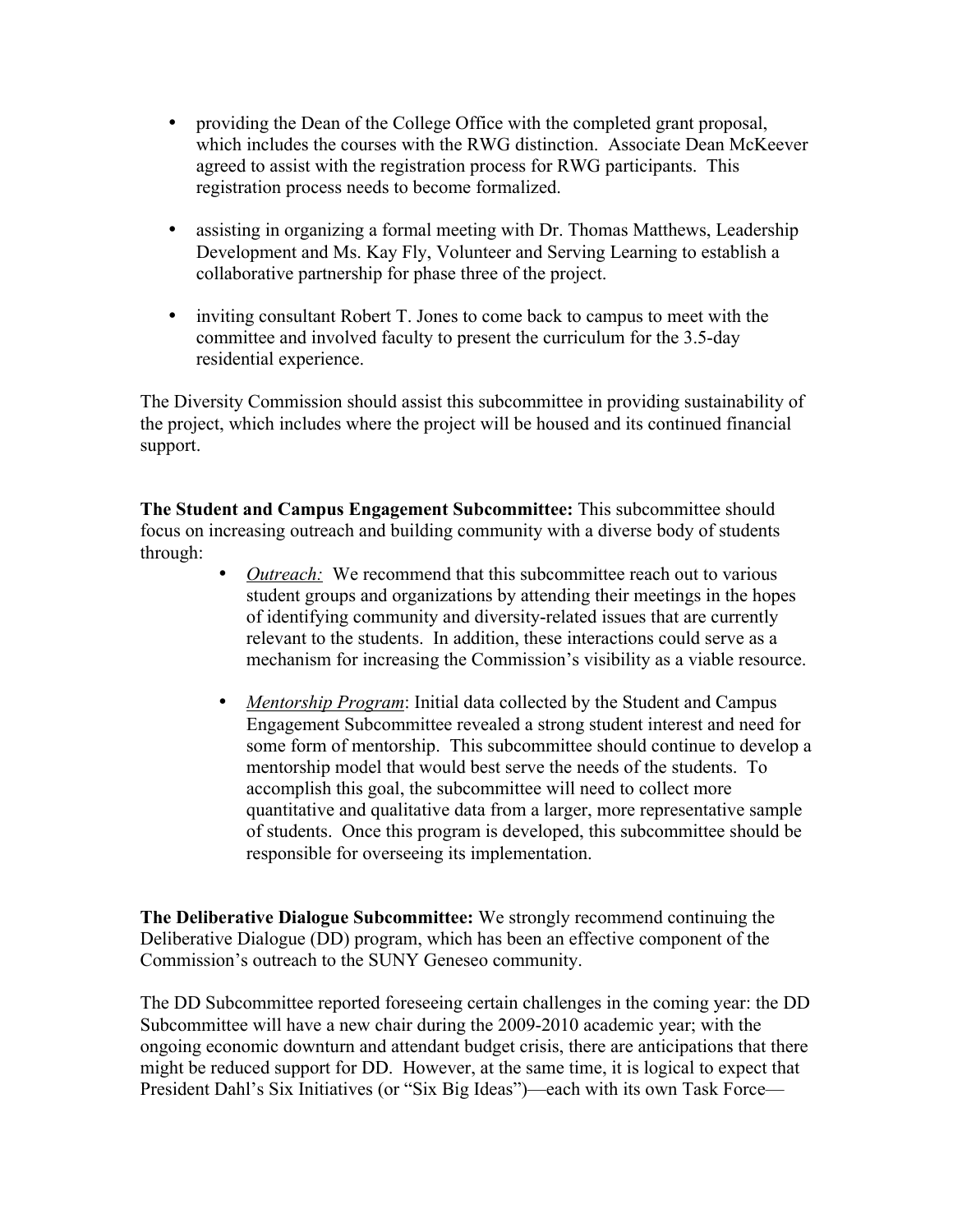- providing the Dean of the College Office with the completed grant proposal, which includes the courses with the RWG distinction. Associate Dean McKeever agreed to assist with the registration process for RWG participants. This registration process needs to become formalized.

- assisting in organizing a formal meeting with Dr. Thomas Matthews, Leadership Development and Ms. Kay Fly, Volunteer and Serving Learning to establish a collaborative partnership for phase three of the project.

- inviting consultant Robert T. Jones to come back to campus to meet with the committee and involved faculty to present the curriculum for the 3.5-day residential experience.

The Diversity Commission should assist this subcommittee in providing sustainability of the project, which includes where the project will be housed and its continued financial support.

**The Student and Campus Engagement Subcommittee:** This subcommittee should focus on increasing outreach and building community with a diverse body of students through:

- *Outreach:* We recommend that this subcommittee reach out to various student groups and organizations by attending their meetings in the hopes of identifying community and diversity-related issues that are currently relevant to the students. In addition, these interactions could serve as a mechanism for increasing the Commission's visibility as a viable resource.

- *Mentorship Program*: Initial data collected by the Student and Campus Engagement Subcommittee revealed a strong student interest and need for some form of mentorship. This subcommittee should continue to develop a mentorship model that would best serve the needs of the students. To accomplish this goal, the subcommittee will need to collect more quantitative and qualitative data from a larger, more representative sample of students. Once this program is developed, this subcommittee should be responsible for overseeing its implementation.

**The Deliberative Dialogue Subcommittee:** We strongly recommend continuing the Deliberative Dialogue (DD) program, which has been an effective component of the Commission's outreach to the SUNY Geneseo community.

The DD Subcommittee reported foreseeing certain challenges in the coming year: the DD Subcommittee will have a new chair during the 2009-2010 academic year; with the ongoing economic downturn and attendant budget crisis, there are anticipations that there might be reduced support for DD. However, at the same time, it is logical to expect that President Dahl's Six Initiatives (or "Six Big Ideas")—each with its own Task Force—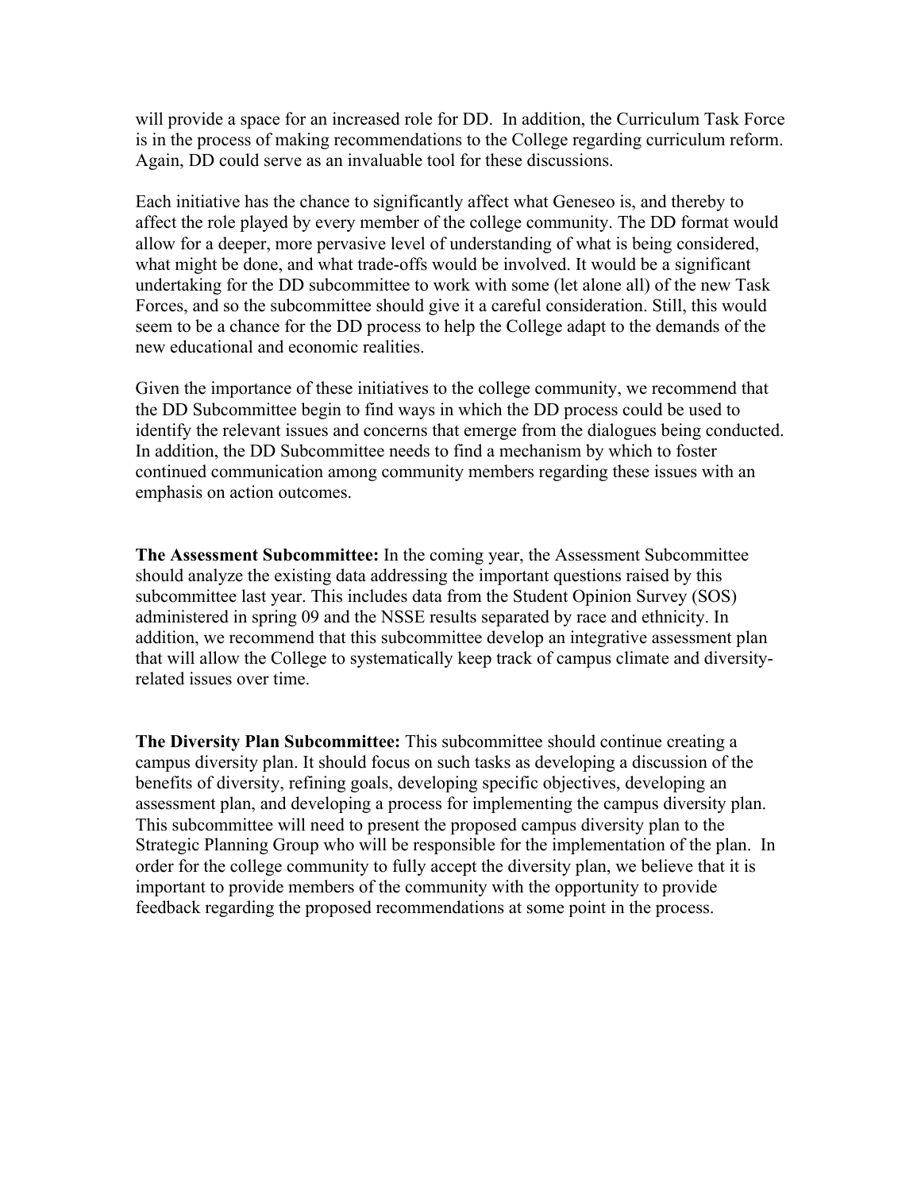will provide a space for an increased role for DD. In addition, the Curriculum Task Force is in the process of making recommendations to the College regarding curriculum reform. Again, DD could serve as an invaluable tool for these discussions.

Each initiative has the chance to significantly affect what Geneseo is, and thereby to affect the role played by every member of the college community. The DD format would allow for a deeper, more pervasive level of understanding of what is being considered, what might be done, and what trade-offs would be involved. It would be a significant undertaking for the DD subcommittee to work with some (let alone all) of the new Task Forces, and so the subcommittee should give it a careful consideration. Still, this would seem to be a chance for the DD process to help the College adapt to the demands of the new educational and economic realities.

Given the importance of these initiatives to the college community, we recommend that the DD Subcommittee begin to find ways in which the DD process could be used to identify the relevant issues and concerns that emerge from the dialogues being conducted. In addition, the DD Subcommittee needs to find a mechanism by which to foster continued communication among community members regarding these issues with an emphasis on action outcomes.

**The Assessment Subcommittee:** In the coming year, the Assessment Subcommittee should analyze the existing data addressing the important questions raised by this subcommittee last year. This includes data from the Student Opinion Survey (SOS) administered in spring 09 and the NSSE results separated by race and ethnicity. In addition, we recommend that this subcommittee develop an integrative assessment plan that will allow the College to systematically keep track of campus climate and diversity-related issues over time.

**The Diversity Plan Subcommittee:** This subcommittee should continue creating a campus diversity plan. It should focus on such tasks as developing a discussion of the benefits of diversity, refining goals, developing specific objectives, developing an assessment plan, and developing a process for implementing the campus diversity plan. This subcommittee will need to present the proposed campus diversity plan to the Strategic Planning Group who will be responsible for the implementation of the plan. In order for the college community to fully accept the diversity plan, we believe that it is important to provide members of the community with the opportunity to provide feedback regarding the proposed recommendations at some point in the process.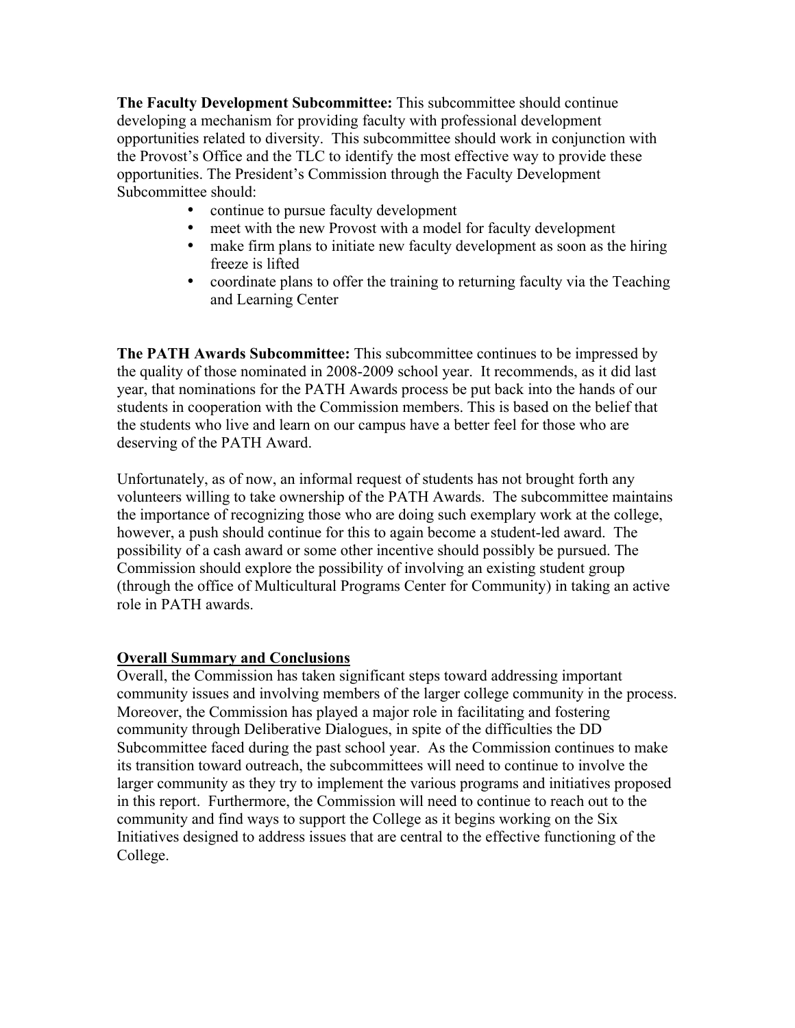**The Faculty Development Subcommittee:** This subcommittee should continue developing a mechanism for providing faculty with professional development opportunities related to diversity. This subcommittee should work in conjunction with the Provost's Office and the TLC to identify the most effective way to provide these opportunities. The President's Commission through the Faculty Development Subcommittee should:

- continue to pursue faculty development
- meet with the new Provost with a model for faculty development
- make firm plans to initiate new faculty development as soon as the hiring freeze is lifted
- coordinate plans to offer the training to returning faculty via the Teaching and Learning Center

**The PATH Awards Subcommittee:** This subcommittee continues to be impressed by the quality of those nominated in 2008-2009 school year. It recommends, as it did last year, that nominations for the PATH Awards process be put back into the hands of our students in cooperation with the Commission members. This is based on the belief that the students who live and learn on our campus have a better feel for those who are deserving of the PATH Award.

Unfortunately, as of now, an informal request of students has not brought forth any volunteers willing to take ownership of the PATH Awards. The subcommittee maintains the importance of recognizing those who are doing such exemplary work at the college, however, a push should continue for this to again become a student-led award. The possibility of a cash award or some other incentive should possibly be pursued. The Commission should explore the possibility of involving an existing student group (through the office of Multicultural Programs Center for Community) in taking an active role in PATH awards.

## Overall Summary and Conclusions

Overall, the Commission has taken significant steps toward addressing important community issues and involving members of the larger college community in the process. Moreover, the Commission has played a major role in facilitating and fostering community through Deliberative Dialogues, in spite of the difficulties the DD Subcommittee faced during the past school year. As the Commission continues to make its transition toward outreach, the subcommittees will need to continue to involve the larger community as they try to implement the various programs and initiatives proposed in this report. Furthermore, the Commission will need to continue to reach out to the community and find ways to support the College as it begins working on the Six Initiatives designed to address issues that are central to the effective functioning of the College.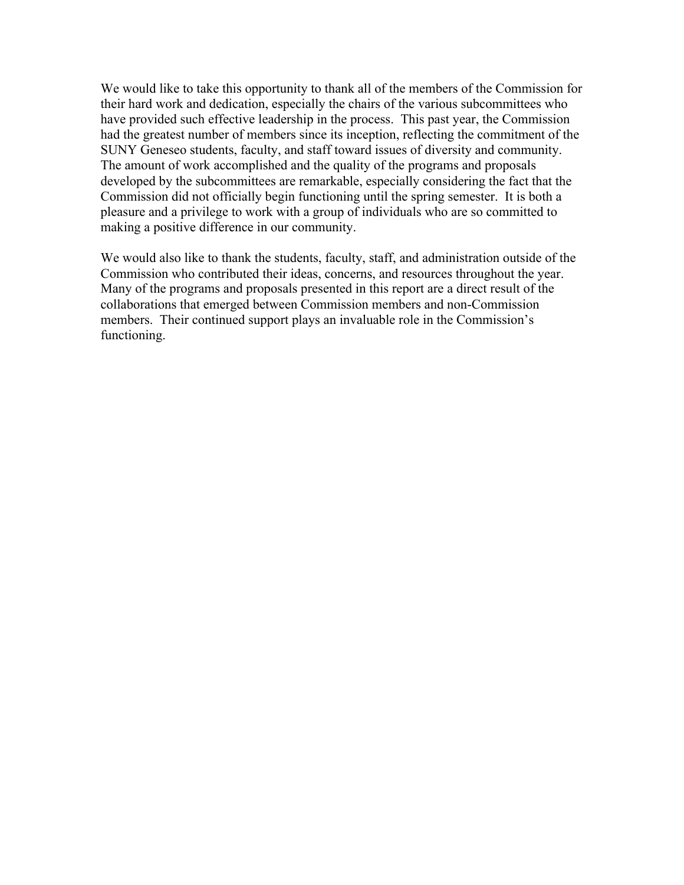We would like to take this opportunity to thank all of the members of the Commission for their hard work and dedication, especially the chairs of the various subcommittees who have provided such effective leadership in the process. This past year, the Commission had the greatest number of members since its inception, reflecting the commitment of the SUNY Geneseo students, faculty, and staff toward issues of diversity and community. The amount of work accomplished and the quality of the programs and proposals developed by the subcommittees are remarkable, especially considering the fact that the Commission did not officially begin functioning until the spring semester. It is both a pleasure and a privilege to work with a group of individuals who are so committed to making a positive difference in our community.

We would also like to thank the students, faculty, staff, and administration outside of the Commission who contributed their ideas, concerns, and resources throughout the year. Many of the programs and proposals presented in this report are a direct result of the collaborations that emerged between Commission members and non-Commission members. Their continued support plays an invaluable role in the Commission's functioning.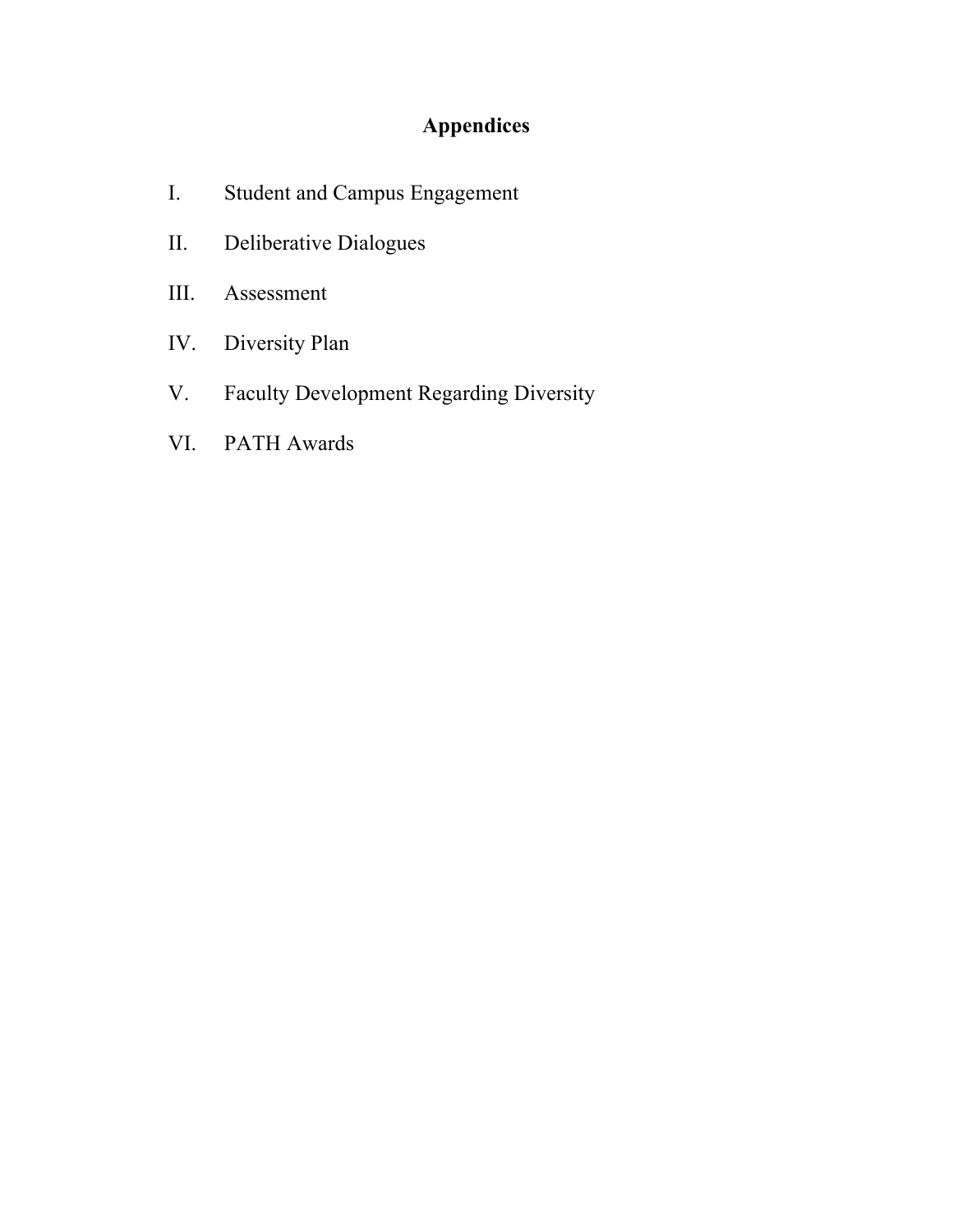# Appendices

I. Student and Campus Engagement

II. Deliberative Dialogues

III. Assessment

IV. Diversity Plan

V. Faculty Development Regarding Diversity

VI. PATH Awards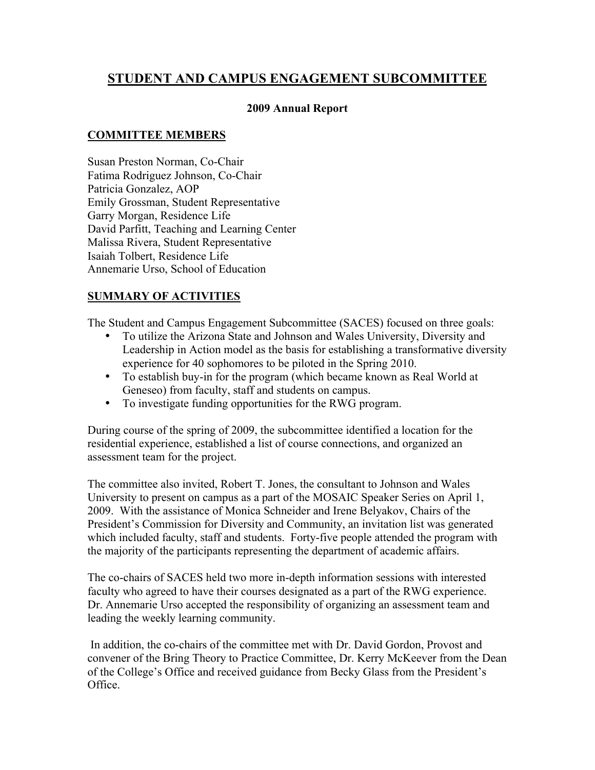# STUDENT AND CAMPUS ENGAGEMENT SUBCOMMITTEE

**2009 Annual Report**

## COMMITTEE MEMBERS

Susan Preston Norman, Co-Chair
Fatima Rodriguez Johnson, Co-Chair
Patricia Gonzalez, AOP
Emily Grossman, Student Representative
Garry Morgan, Residence Life
David Parfitt, Teaching and Learning Center
Malissa Rivera, Student Representative
Isaiah Tolbert, Residence Life
Annemarie Urso, School of Education

## SUMMARY OF ACTIVITIES

The Student and Campus Engagement Subcommittee (SACES) focused on three goals:

- To utilize the Arizona State and Johnson and Wales University, Diversity and Leadership in Action model as the basis for establishing a transformative diversity experience for 40 sophomores to be piloted in the Spring 2010.
- To establish buy-in for the program (which became known as Real World at Geneseo) from faculty, staff and students on campus.
- To investigate funding opportunities for the RWG program.

During course of the spring of 2009, the subcommittee identified a location for the residential experience, established a list of course connections, and organized an assessment team for the project.

The committee also invited, Robert T. Jones, the consultant to Johnson and Wales University to present on campus as a part of the MOSAIC Speaker Series on April 1, 2009. With the assistance of Monica Schneider and Irene Belyakov, Chairs of the President's Commission for Diversity and Community, an invitation list was generated which included faculty, staff and students. Forty-five people attended the program with the majority of the participants representing the department of academic affairs.

The co-chairs of SACES held two more in-depth information sessions with interested faculty who agreed to have their courses designated as a part of the RWG experience. Dr. Annemarie Urso accepted the responsibility of organizing an assessment team and leading the weekly learning community.

In addition, the co-chairs of the committee met with Dr. David Gordon, Provost and convener of the Bring Theory to Practice Committee, Dr. Kerry McKeever from the Dean of the College's Office and received guidance from Becky Glass from the President's Office.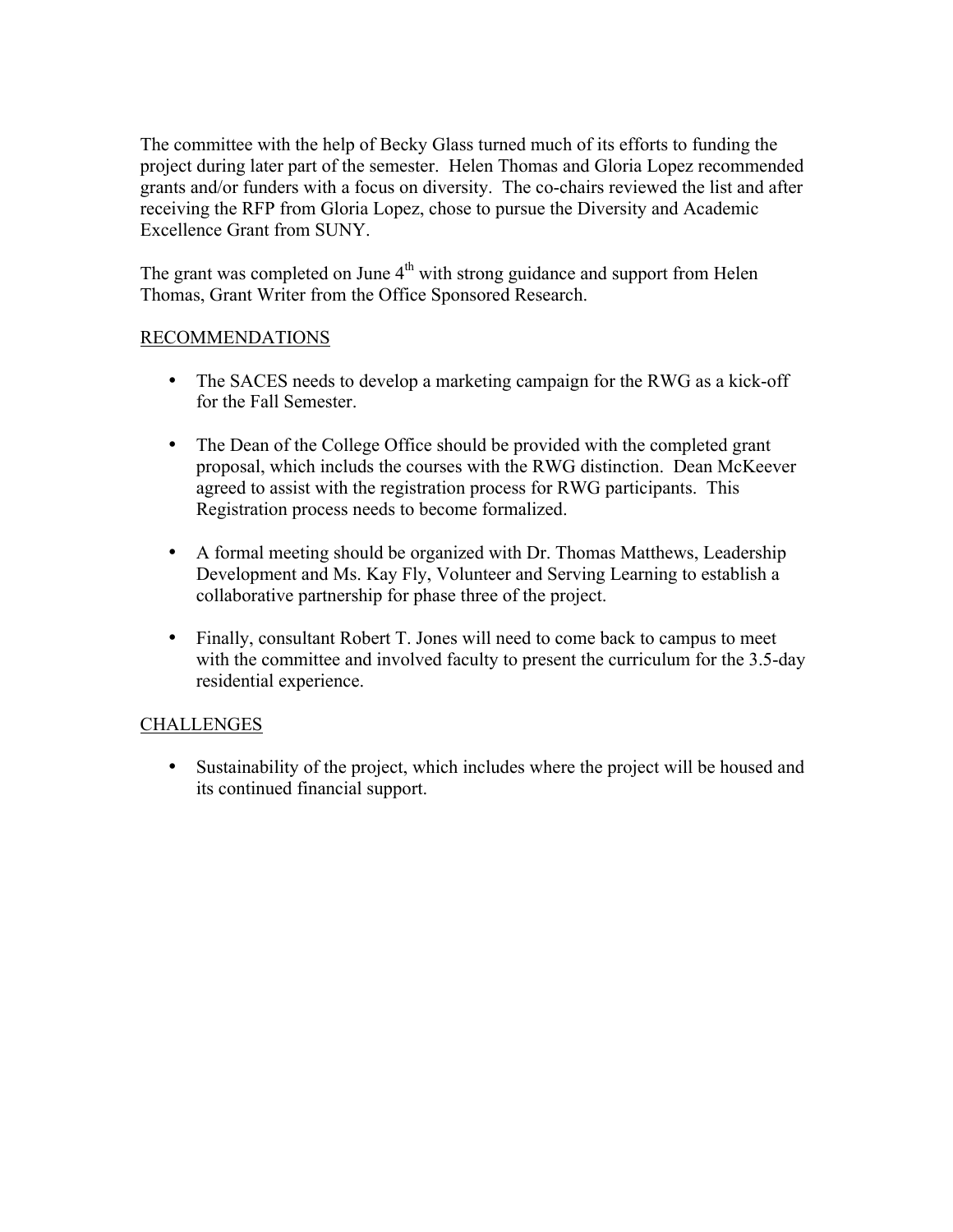The committee with the help of Becky Glass turned much of its efforts to funding the project during later part of the semester. Helen Thomas and Gloria Lopez recommended grants and/or funders with a focus on diversity. The co-chairs reviewed the list and after receiving the RFP from Gloria Lopez, chose to pursue the Diversity and Academic Excellence Grant from SUNY.

The grant was completed on June 4th with strong guidance and support from Helen Thomas, Grant Writer from the Office Sponsored Research.

<u>RECOMMENDATIONS</u>

- The SACES needs to develop a marketing campaign for the RWG as a kick-off for the Fall Semester.

- The Dean of the College Office should be provided with the completed grant proposal, which includs the courses with the RWG distinction. Dean McKeever agreed to assist with the registration process for RWG participants. This Registration process needs to become formalized.

- A formal meeting should be organized with Dr. Thomas Matthews, Leadership Development and Ms. Kay Fly, Volunteer and Serving Learning to establish a collaborative partnership for phase three of the project.

- Finally, consultant Robert T. Jones will need to come back to campus to meet with the committee and involved faculty to present the curriculum for the 3.5-day residential experience.

<u>CHALLENGES</u>

- Sustainability of the project, which includes where the project will be housed and its continued financial support.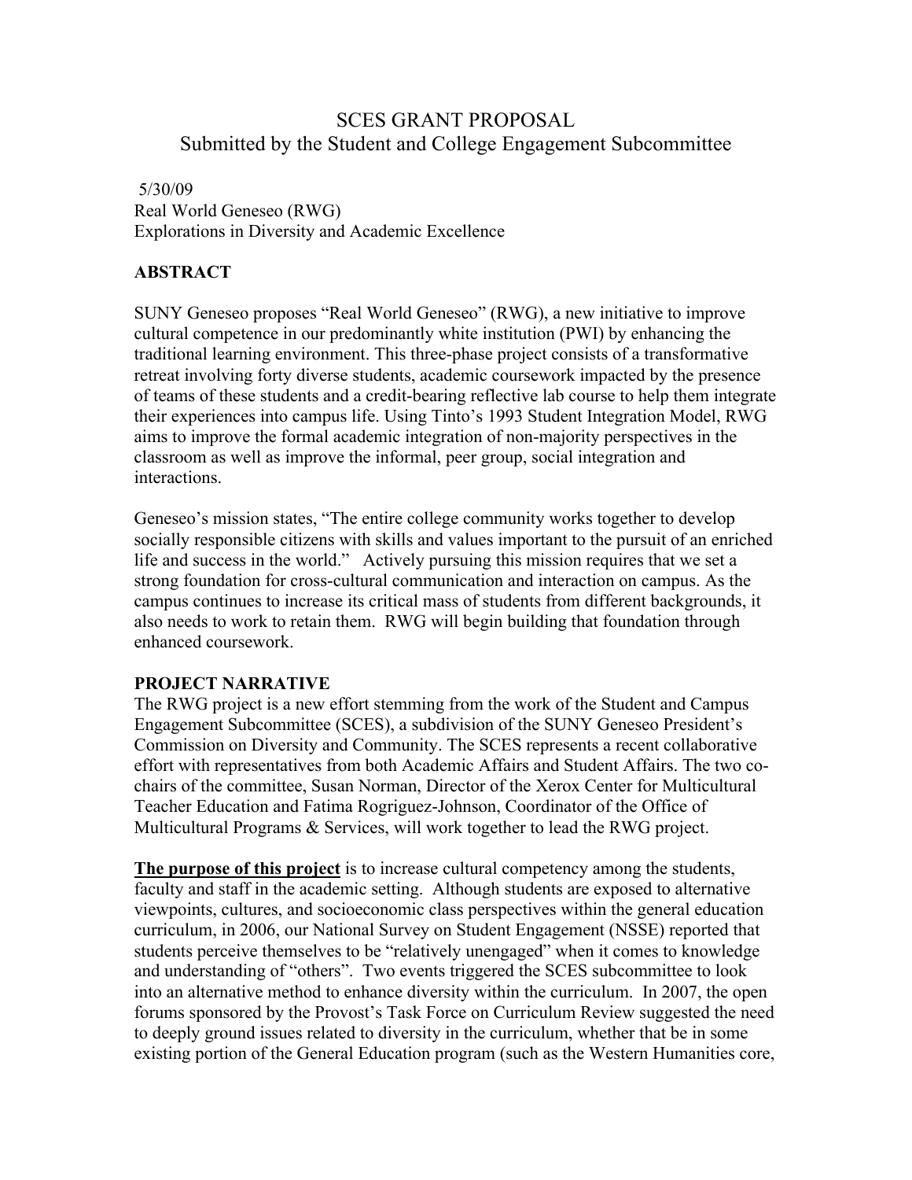# SCES GRANT PROPOSAL
## Submitted by the Student and College Engagement Subcommittee

5/30/09
Real World Geneseo (RWG)
Explorations in Diversity and Academic Excellence

**ABSTRACT**

SUNY Geneseo proposes "Real World Geneseo" (RWG), a new initiative to improve cultural competence in our predominantly white institution (PWI) by enhancing the traditional learning environment. This three-phase project consists of a transformative retreat involving forty diverse students, academic coursework impacted by the presence of teams of these students and a credit-bearing reflective lab course to help them integrate their experiences into campus life. Using Tinto's 1993 Student Integration Model, RWG aims to improve the formal academic integration of non-majority perspectives in the classroom as well as improve the informal, peer group, social integration and interactions.

Geneseo's mission states, "The entire college community works together to develop socially responsible citizens with skills and values important to the pursuit of an enriched life and success in the world." Actively pursuing this mission requires that we set a strong foundation for cross-cultural communication and interaction on campus. As the campus continues to increase its critical mass of students from different backgrounds, it also needs to work to retain them. RWG will begin building that foundation through enhanced coursework.

**PROJECT NARRATIVE**

The RWG project is a new effort stemming from the work of the Student and Campus Engagement Subcommittee (SCES), a subdivision of the SUNY Geneseo President's Commission on Diversity and Community. The SCES represents a recent collaborative effort with representatives from both Academic Affairs and Student Affairs. The two co-chairs of the committee, Susan Norman, Director of the Xerox Center for Multicultural Teacher Education and Fatima Rogriguez-Johnson, Coordinator of the Office of Multicultural Programs & Services, will work together to lead the RWG project.

**The purpose of this project** is to increase cultural competency among the students, faculty and staff in the academic setting. Although students are exposed to alternative viewpoints, cultures, and socioeconomic class perspectives within the general education curriculum, in 2006, our National Survey on Student Engagement (NSSE) reported that students perceive themselves to be "relatively unengaged" when it comes to knowledge and understanding of "others". Two events triggered the SCES subcommittee to look into an alternative method to enhance diversity within the curriculum. In 2007, the open forums sponsored by the Provost's Task Force on Curriculum Review suggested the need to deeply ground issues related to diversity in the curriculum, whether that be in some existing portion of the General Education program (such as the Western Humanities core,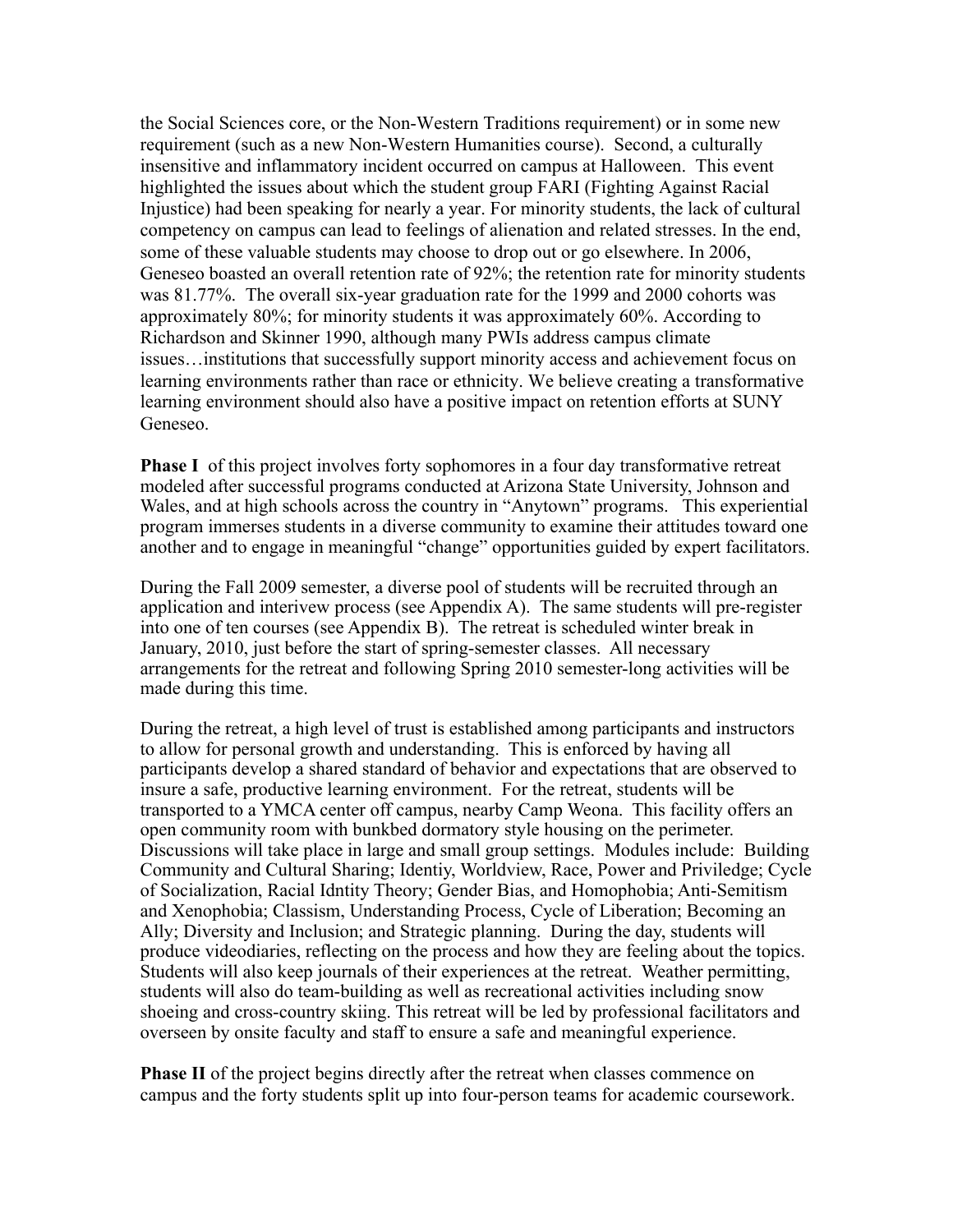the Social Sciences core, or the Non-Western Traditions requirement) or in some new requirement (such as a new Non-Western Humanities course). Second, a culturally insensitive and inflammatory incident occurred on campus at Halloween. This event highlighted the issues about which the student group FARI (Fighting Against Racial Injustice) had been speaking for nearly a year. For minority students, the lack of cultural competency on campus can lead to feelings of alienation and related stresses. In the end, some of these valuable students may choose to drop out or go elsewhere. In 2006, Geneseo boasted an overall retention rate of 92%; the retention rate for minority students was 81.77%. The overall six-year graduation rate for the 1999 and 2000 cohorts was approximately 80%; for minority students it was approximately 60%. According to Richardson and Skinner 1990, although many PWIs address campus climate issues…institutions that successfully support minority access and achievement focus on learning environments rather than race or ethnicity. We believe creating a transformative learning environment should also have a positive impact on retention efforts at SUNY Geneseo.

**Phase I** of this project involves forty sophomores in a four day transformative retreat modeled after successful programs conducted at Arizona State University, Johnson and Wales, and at high schools across the country in "Anytown" programs. This experiential program immerses students in a diverse community to examine their attitudes toward one another and to engage in meaningful "change" opportunities guided by expert facilitators.

During the Fall 2009 semester, a diverse pool of students will be recruited through an application and interivew process (see Appendix A). The same students will pre-register into one of ten courses (see Appendix B). The retreat is scheduled winter break in January, 2010, just before the start of spring-semester classes. All necessary arrangements for the retreat and following Spring 2010 semester-long activities will be made during this time.

During the retreat, a high level of trust is established among participants and instructors to allow for personal growth and understanding. This is enforced by having all participants develop a shared standard of behavior and expectations that are observed to insure a safe, productive learning environment. For the retreat, students will be transported to a YMCA center off campus, nearby Camp Weona. This facility offers an open community room with bunkbed dormatory style housing on the perimeter. Discussions will take place in large and small group settings. Modules include: Building Community and Cultural Sharing; Identiy, Worldview, Race, Power and Priviledge; Cycle of Socialization, Racial Idntity Theory; Gender Bias, and Homophobia; Anti-Semitism and Xenophobia; Classism, Understanding Process, Cycle of Liberation; Becoming an Ally; Diversity and Inclusion; and Strategic planning. During the day, students will produce videodiaries, reflecting on the process and how they are feeling about the topics. Students will also keep journals of their experiences at the retreat. Weather permitting, students will also do team-building as well as recreational activities including snow shoeing and cross-country skiing. This retreat will be led by professional facilitators and overseen by onsite faculty and staff to ensure a safe and meaningful experience.

**Phase II** of the project begins directly after the retreat when classes commence on campus and the forty students split up into four-person teams for academic coursework.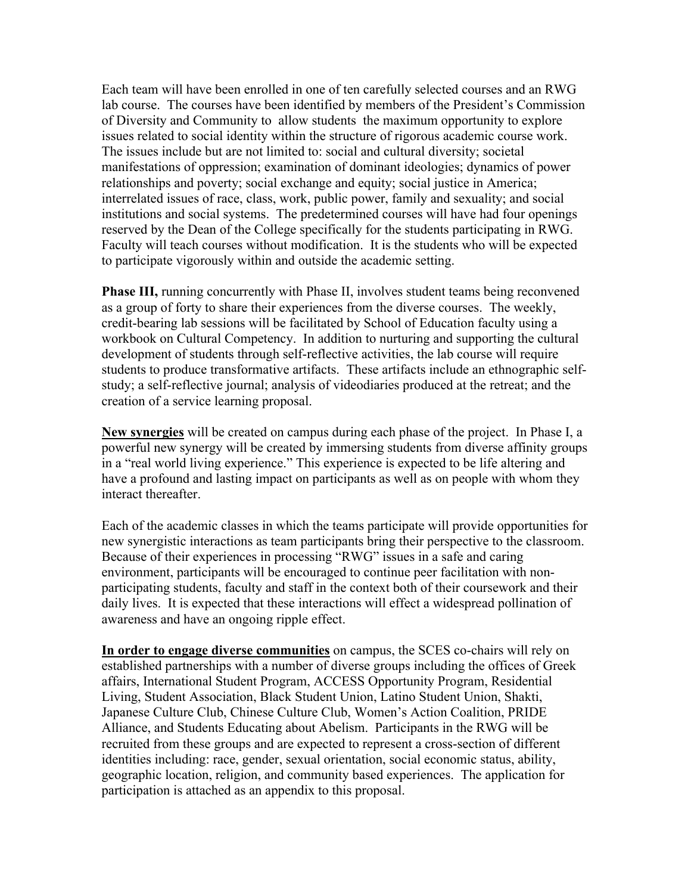Each team will have been enrolled in one of ten carefully selected courses and an RWG lab course. The courses have been identified by members of the President's Commission of Diversity and Community to allow students the maximum opportunity to explore issues related to social identity within the structure of rigorous academic course work. The issues include but are not limited to: social and cultural diversity; societal manifestations of oppression; examination of dominant ideologies; dynamics of power relationships and poverty; social exchange and equity; social justice in America; interrelated issues of race, class, work, public power, family and sexuality; and social institutions and social systems. The predetermined courses will have had four openings reserved by the Dean of the College specifically for the students participating in RWG. Faculty will teach courses without modification. It is the students who will be expected to participate vigorously within and outside the academic setting.

**Phase III,** running concurrently with Phase II, involves student teams being reconvened as a group of forty to share their experiences from the diverse courses. The weekly, credit-bearing lab sessions will be facilitated by School of Education faculty using a workbook on Cultural Competency. In addition to nurturing and supporting the cultural development of students through self-reflective activities, the lab course will require students to produce transformative artifacts. These artifacts include an ethnographic self-study; a self-reflective journal; analysis of videodiaries produced at the retreat; and the creation of a service learning proposal.

**New synergies** will be created on campus during each phase of the project. In Phase I, a powerful new synergy will be created by immersing students from diverse affinity groups in a "real world living experience." This experience is expected to be life altering and have a profound and lasting impact on participants as well as on people with whom they interact thereafter.

Each of the academic classes in which the teams participate will provide opportunities for new synergistic interactions as team participants bring their perspective to the classroom. Because of their experiences in processing "RWG" issues in a safe and caring environment, participants will be encouraged to continue peer facilitation with non-participating students, faculty and staff in the context both of their coursework and their daily lives. It is expected that these interactions will effect a widespread pollination of awareness and have an ongoing ripple effect.

**In order to engage diverse communities** on campus, the SCES co-chairs will rely on established partnerships with a number of diverse groups including the offices of Greek affairs, International Student Program, ACCESS Opportunity Program, Residential Living, Student Association, Black Student Union, Latino Student Union, Shakti, Japanese Culture Club, Chinese Culture Club, Women's Action Coalition, PRIDE Alliance, and Students Educating about Abelism. Participants in the RWG will be recruited from these groups and are expected to represent a cross-section of different identities including: race, gender, sexual orientation, social economic status, ability, geographic location, religion, and community based experiences. The application for participation is attached as an appendix to this proposal.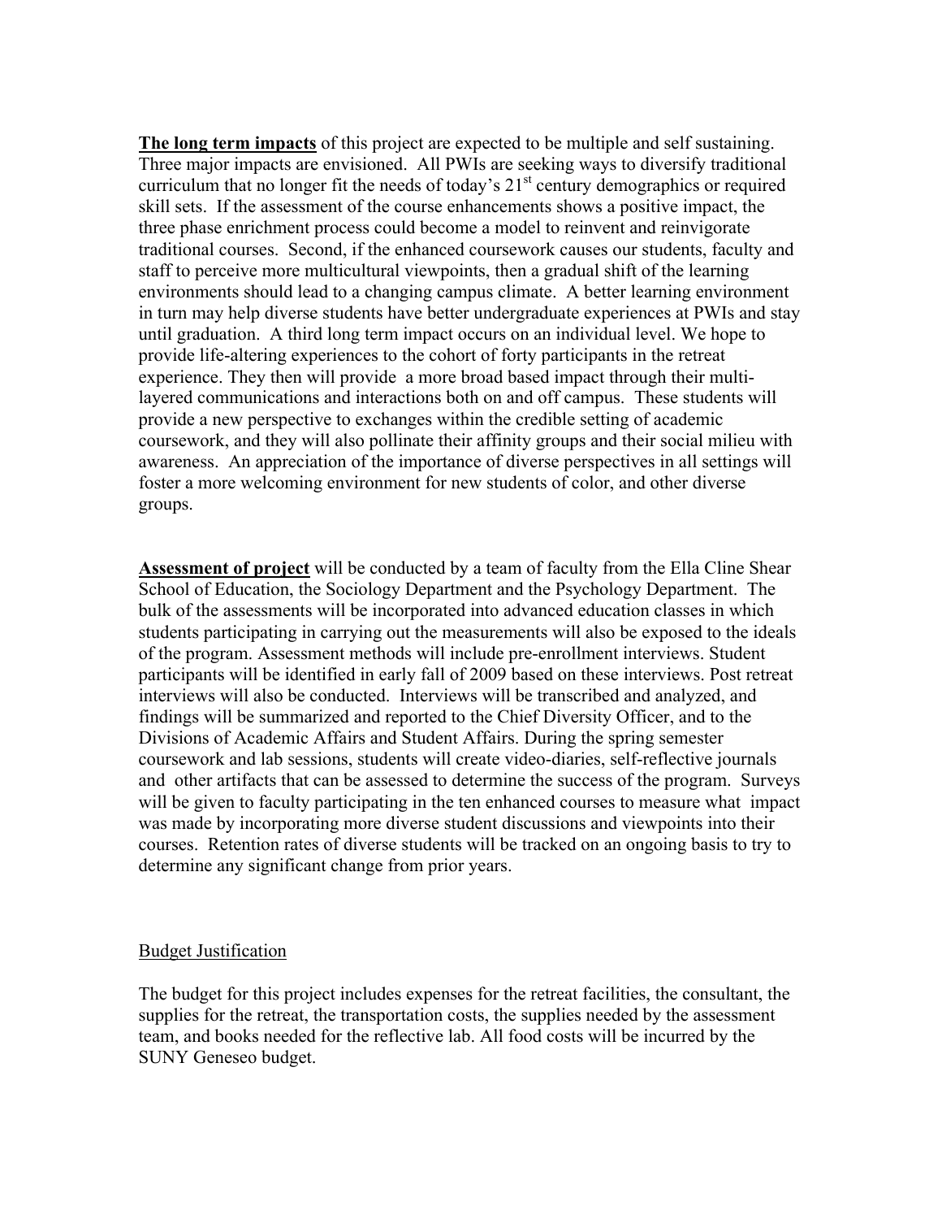**The long term impacts** of this project are expected to be multiple and self sustaining. Three major impacts are envisioned. All PWIs are seeking ways to diversify traditional curriculum that no longer fit the needs of today's 21st century demographics or required skill sets. If the assessment of the course enhancements shows a positive impact, the three phase enrichment process could become a model to reinvent and reinvigorate traditional courses. Second, if the enhanced coursework causes our students, faculty and staff to perceive more multicultural viewpoints, then a gradual shift of the learning environments should lead to a changing campus climate. A better learning environment in turn may help diverse students have better undergraduate experiences at PWIs and stay until graduation. A third long term impact occurs on an individual level. We hope to provide life-altering experiences to the cohort of forty participants in the retreat experience. They then will provide a more broad based impact through their multi-layered communications and interactions both on and off campus. These students will provide a new perspective to exchanges within the credible setting of academic coursework, and they will also pollinate their affinity groups and their social milieu with awareness. An appreciation of the importance of diverse perspectives in all settings will foster a more welcoming environment for new students of color, and other diverse groups.

**Assessment of project** will be conducted by a team of faculty from the Ella Cline Shear School of Education, the Sociology Department and the Psychology Department. The bulk of the assessments will be incorporated into advanced education classes in which students participating in carrying out the measurements will also be exposed to the ideals of the program. Assessment methods will include pre-enrollment interviews. Student participants will be identified in early fall of 2009 based on these interviews. Post retreat interviews will also be conducted. Interviews will be transcribed and analyzed, and findings will be summarized and reported to the Chief Diversity Officer, and to the Divisions of Academic Affairs and Student Affairs. During the spring semester coursework and lab sessions, students will create video-diaries, self-reflective journals and other artifacts that can be assessed to determine the success of the program. Surveys will be given to faculty participating in the ten enhanced courses to measure what impact was made by incorporating more diverse student discussions and viewpoints into their courses. Retention rates of diverse students will be tracked on an ongoing basis to try to determine any significant change from prior years.

Budget Justification

The budget for this project includes expenses for the retreat facilities, the consultant, the supplies for the retreat, the transportation costs, the supplies needed by the assessment team, and books needed for the reflective lab. All food costs will be incurred by the SUNY Geneseo budget.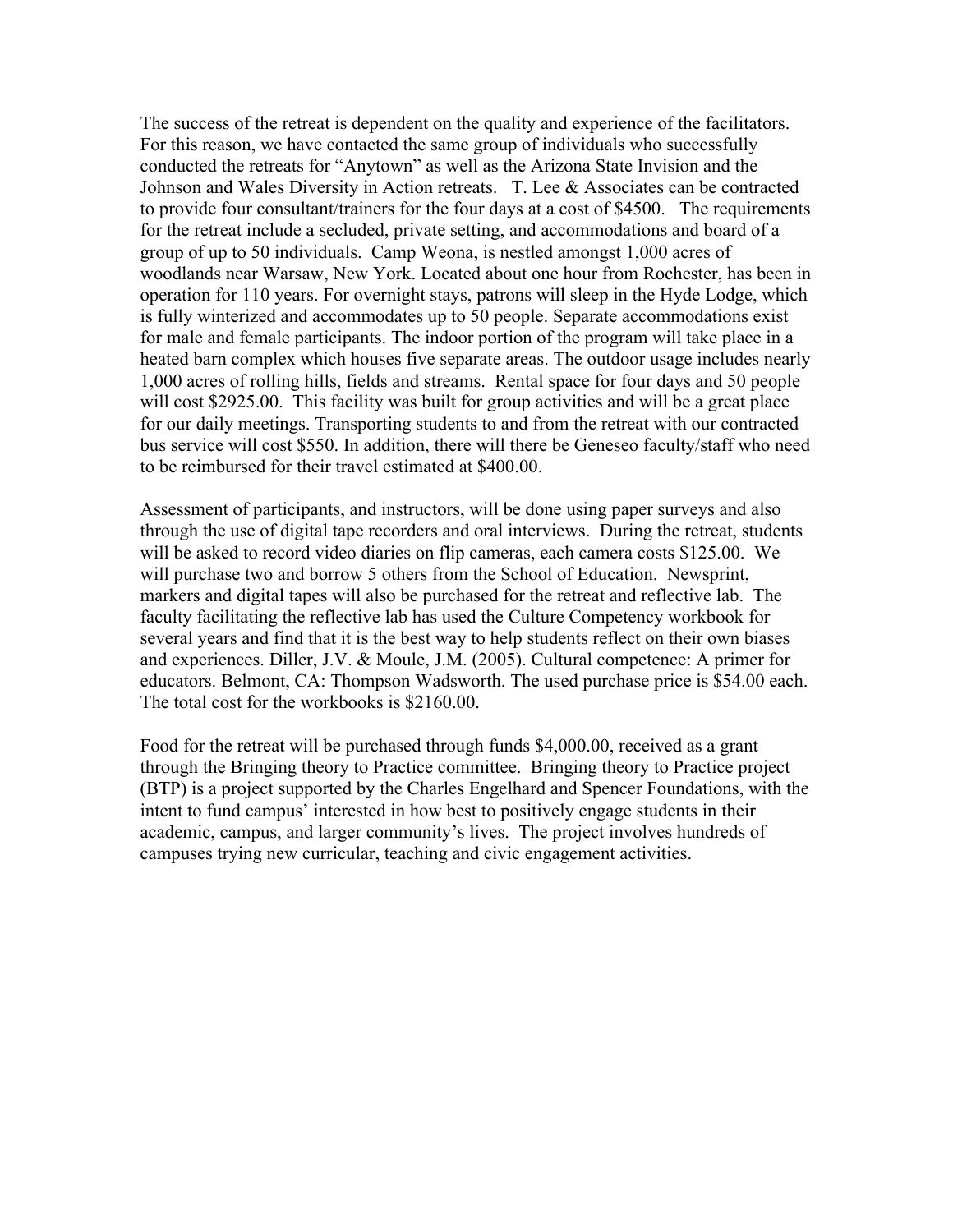The success of the retreat is dependent on the quality and experience of the facilitators. For this reason, we have contacted the same group of individuals who successfully conducted the retreats for "Anytown" as well as the Arizona State Invision and the Johnson and Wales Diversity in Action retreats. T. Lee & Associates can be contracted to provide four consultant/trainers for the four days at a cost of $4500. The requirements for the retreat include a secluded, private setting, and accommodations and board of a group of up to 50 individuals. Camp Weona, is nestled amongst 1,000 acres of woodlands near Warsaw, New York. Located about one hour from Rochester, has been in operation for 110 years. For overnight stays, patrons will sleep in the Hyde Lodge, which is fully winterized and accommodates up to 50 people. Separate accommodations exist for male and female participants. The indoor portion of the program will take place in a heated barn complex which houses five separate areas. The outdoor usage includes nearly 1,000 acres of rolling hills, fields and streams. Rental space for four days and 50 people will cost $2925.00. This facility was built for group activities and will be a great place for our daily meetings. Transporting students to and from the retreat with our contracted bus service will cost $550. In addition, there will there be Geneseo faculty/staff who need to be reimbursed for their travel estimated at $400.00.

Assessment of participants, and instructors, will be done using paper surveys and also through the use of digital tape recorders and oral interviews. During the retreat, students will be asked to record video diaries on flip cameras, each camera costs $125.00. We will purchase two and borrow 5 others from the School of Education. Newsprint, markers and digital tapes will also be purchased for the retreat and reflective lab. The faculty facilitating the reflective lab has used the Culture Competency workbook for several years and find that it is the best way to help students reflect on their own biases and experiences. Diller, J.V. & Moule, J.M. (2005). Cultural competence: A primer for educators. Belmont, CA: Thompson Wadsworth. The used purchase price is $54.00 each. The total cost for the workbooks is $2160.00.

Food for the retreat will be purchased through funds $4,000.00, received as a grant through the Bringing theory to Practice committee. Bringing theory to Practice project (BTP) is a project supported by the Charles Engelhard and Spencer Foundations, with the intent to fund campus' interested in how best to positively engage students in their academic, campus, and larger community's lives. The project involves hundreds of campuses trying new curricular, teaching and civic engagement activities.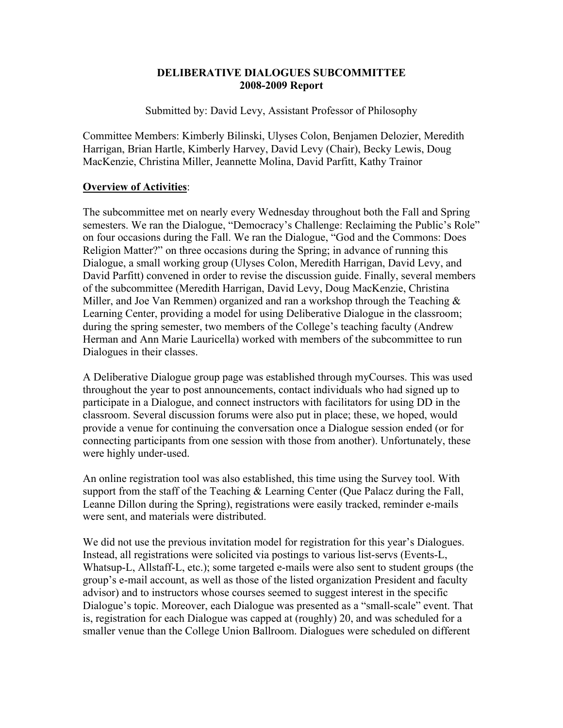**DELIBERATIVE DIALOGUES SUBCOMMITTEE**
**2008-2009 Report**

Submitted by: David Levy, Assistant Professor of Philosophy

Committee Members: Kimberly Bilinski, Ulyses Colon, Benjamen Delozier, Meredith Harrigan, Brian Hartle, Kimberly Harvey, David Levy (Chair), Becky Lewis, Doug MacKenzie, Christina Miller, Jeannette Molina, David Parfitt, Kathy Trainor

**Overview of Activities**:

The subcommittee met on nearly every Wednesday throughout both the Fall and Spring semesters. We ran the Dialogue, "Democracy's Challenge: Reclaiming the Public's Role" on four occasions during the Fall. We ran the Dialogue, "God and the Commons: Does Religion Matter?" on three occasions during the Spring; in advance of running this Dialogue, a small working group (Ulyses Colon, Meredith Harrigan, David Levy, and David Parfitt) convened in order to revise the discussion guide. Finally, several members of the subcommittee (Meredith Harrigan, David Levy, Doug MacKenzie, Christina Miller, and Joe Van Remmen) organized and ran a workshop through the Teaching & Learning Center, providing a model for using Deliberative Dialogue in the classroom; during the spring semester, two members of the College's teaching faculty (Andrew Herman and Ann Marie Lauricella) worked with members of the subcommittee to run Dialogues in their classes.

A Deliberative Dialogue group page was established through myCourses. This was used throughout the year to post announcements, contact individuals who had signed up to participate in a Dialogue, and connect instructors with facilitators for using DD in the classroom. Several discussion forums were also put in place; these, we hoped, would provide a venue for continuing the conversation once a Dialogue session ended (or for connecting participants from one session with those from another). Unfortunately, these were highly under-used.

An online registration tool was also established, this time using the Survey tool. With support from the staff of the Teaching & Learning Center (Que Palacz during the Fall, Leanne Dillon during the Spring), registrations were easily tracked, reminder e-mails were sent, and materials were distributed.

We did not use the previous invitation model for registration for this year's Dialogues. Instead, all registrations were solicited via postings to various list-servs (Events-L, Whatsup-L, Allstaff-L, etc.); some targeted e-mails were also sent to student groups (the group's e-mail account, as well as those of the listed organization President and faculty advisor) and to instructors whose courses seemed to suggest interest in the specific Dialogue's topic. Moreover, each Dialogue was presented as a "small-scale" event. That is, registration for each Dialogue was capped at (roughly) 20, and was scheduled for a smaller venue than the College Union Ballroom. Dialogues were scheduled on different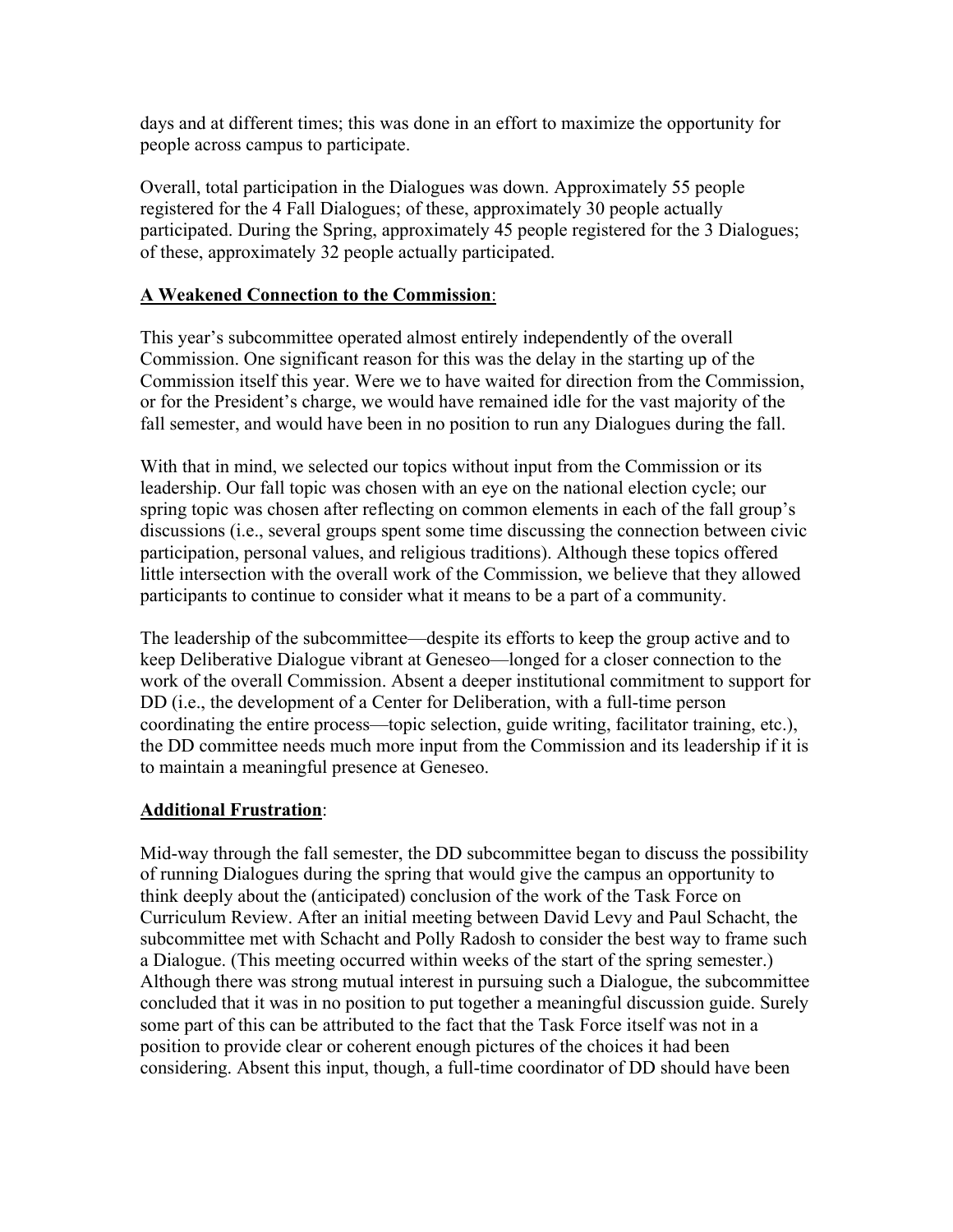days and at different times; this was done in an effort to maximize the opportunity for people across campus to participate.

Overall, total participation in the Dialogues was down. Approximately 55 people registered for the 4 Fall Dialogues; of these, approximately 30 people actually participated. During the Spring, approximately 45 people registered for the 3 Dialogues; of these, approximately 32 people actually participated.

**A Weakened Connection to the Commission**:

This year's subcommittee operated almost entirely independently of the overall Commission. One significant reason for this was the delay in the starting up of the Commission itself this year. Were we to have waited for direction from the Commission, or for the President's charge, we would have remained idle for the vast majority of the fall semester, and would have been in no position to run any Dialogues during the fall.

With that in mind, we selected our topics without input from the Commission or its leadership. Our fall topic was chosen with an eye on the national election cycle; our spring topic was chosen after reflecting on common elements in each of the fall group's discussions (i.e., several groups spent some time discussing the connection between civic participation, personal values, and religious traditions). Although these topics offered little intersection with the overall work of the Commission, we believe that they allowed participants to continue to consider what it means to be a part of a community.

The leadership of the subcommittee—despite its efforts to keep the group active and to keep Deliberative Dialogue vibrant at Geneseo—longed for a closer connection to the work of the overall Commission. Absent a deeper institutional commitment to support for DD (i.e., the development of a Center for Deliberation, with a full-time person coordinating the entire process—topic selection, guide writing, facilitator training, etc.), the DD committee needs much more input from the Commission and its leadership if it is to maintain a meaningful presence at Geneseo.

**Additional Frustration**:

Mid-way through the fall semester, the DD subcommittee began to discuss the possibility of running Dialogues during the spring that would give the campus an opportunity to think deeply about the (anticipated) conclusion of the work of the Task Force on Curriculum Review. After an initial meeting between David Levy and Paul Schacht, the subcommittee met with Schacht and Polly Radosh to consider the best way to frame such a Dialogue. (This meeting occurred within weeks of the start of the spring semester.) Although there was strong mutual interest in pursuing such a Dialogue, the subcommittee concluded that it was in no position to put together a meaningful discussion guide. Surely some part of this can be attributed to the fact that the Task Force itself was not in a position to provide clear or coherent enough pictures of the choices it had been considering. Absent this input, though, a full-time coordinator of DD should have been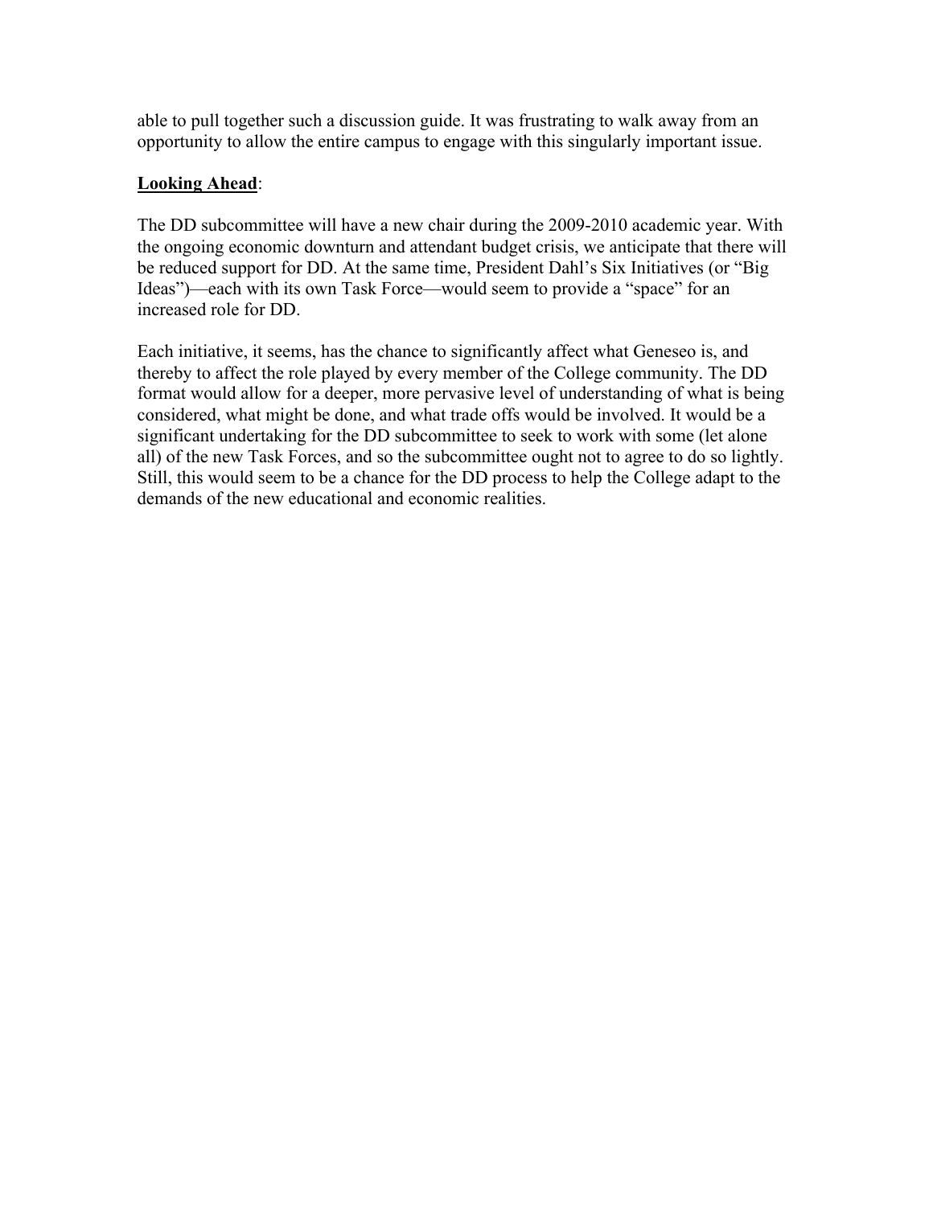able to pull together such a discussion guide. It was frustrating to walk away from an opportunity to allow the entire campus to engage with this singularly important issue.

**Looking Ahead**:

The DD subcommittee will have a new chair during the 2009-2010 academic year. With the ongoing economic downturn and attendant budget crisis, we anticipate that there will be reduced support for DD. At the same time, President Dahl's Six Initiatives (or "Big Ideas")—each with its own Task Force—would seem to provide a "space" for an increased role for DD.

Each initiative, it seems, has the chance to significantly affect what Geneseo is, and thereby to affect the role played by every member of the College community. The DD format would allow for a deeper, more pervasive level of understanding of what is being considered, what might be done, and what trade offs would be involved. It would be a significant undertaking for the DD subcommittee to seek to work with some (let alone all) of the new Task Forces, and so the subcommittee ought not to agree to do so lightly. Still, this would seem to be a chance for the DD process to help the College adapt to the demands of the new educational and economic realities.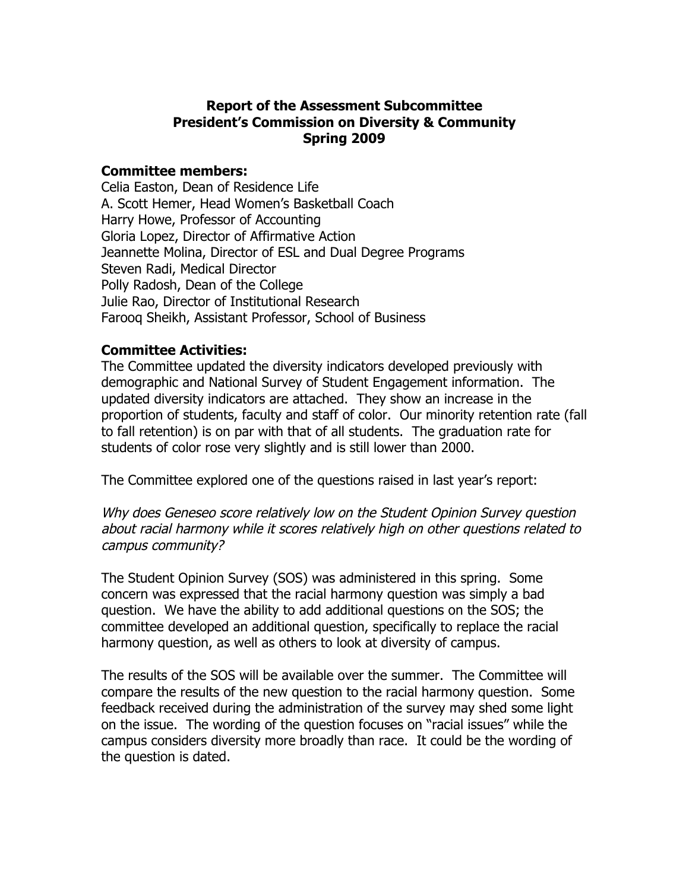**Report of the Assessment Subcommittee**
**President's Commission on Diversity & Community**
**Spring 2009**

**Committee members:**

Celia Easton, Dean of Residence Life
A. Scott Hemer, Head Women's Basketball Coach
Harry Howe, Professor of Accounting
Gloria Lopez, Director of Affirmative Action
Jeannette Molina, Director of ESL and Dual Degree Programs
Steven Radi, Medical Director
Polly Radosh, Dean of the College
Julie Rao, Director of Institutional Research
Farooq Sheikh, Assistant Professor, School of Business

**Committee Activities:**

The Committee updated the diversity indicators developed previously with demographic and National Survey of Student Engagement information. The updated diversity indicators are attached. They show an increase in the proportion of students, faculty and staff of color. Our minority retention rate (fall to fall retention) is on par with that of all students. The graduation rate for students of color rose very slightly and is still lower than 2000.

The Committee explored one of the questions raised in last year's report:

*Why does Geneseo score relatively low on the Student Opinion Survey question about racial harmony while it scores relatively high on other questions related to campus community?*

The Student Opinion Survey (SOS) was administered in this spring. Some concern was expressed that the racial harmony question was simply a bad question. We have the ability to add additional questions on the SOS; the committee developed an additional question, specifically to replace the racial harmony question, as well as others to look at diversity of campus.

The results of the SOS will be available over the summer. The Committee will compare the results of the new question to the racial harmony question. Some feedback received during the administration of the survey may shed some light on the issue. The wording of the question focuses on "racial issues" while the campus considers diversity more broadly than race. It could be the wording of the question is dated.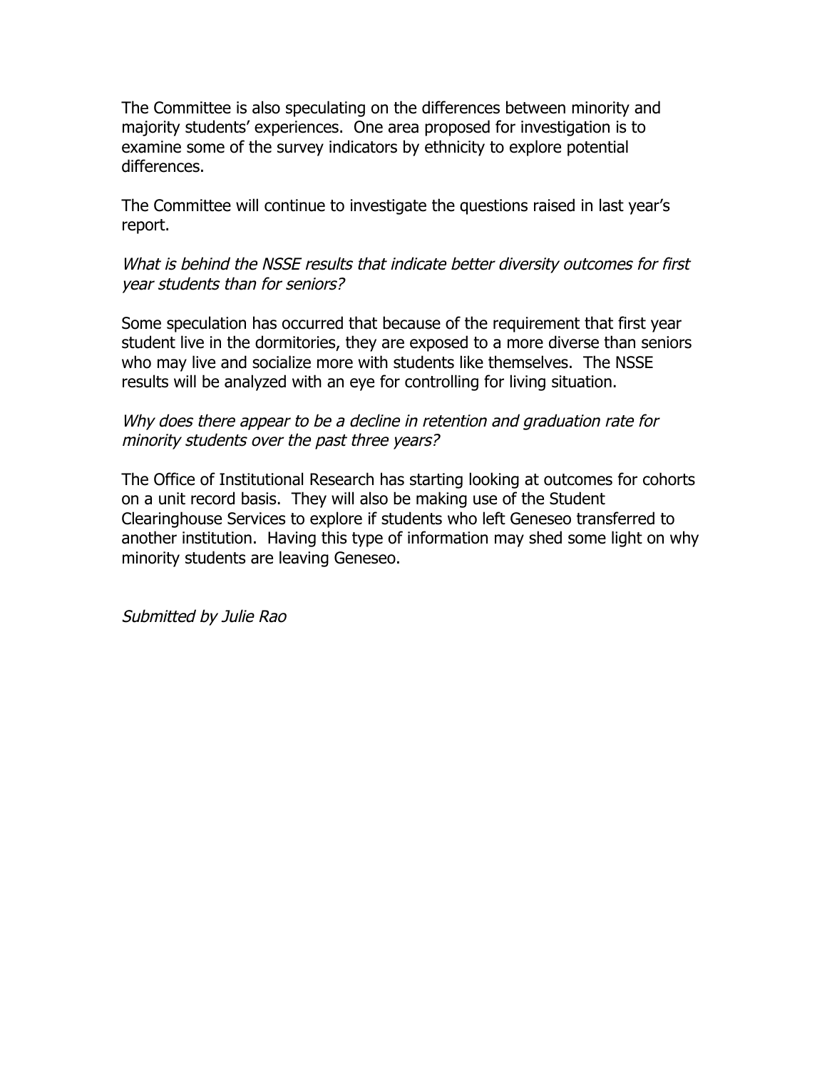The Committee is also speculating on the differences between minority and majority students' experiences. One area proposed for investigation is to examine some of the survey indicators by ethnicity to explore potential differences.

The Committee will continue to investigate the questions raised in last year's report.

*What is behind the NSSE results that indicate better diversity outcomes for first year students than for seniors?*

Some speculation has occurred that because of the requirement that first year student live in the dormitories, they are exposed to a more diverse than seniors who may live and socialize more with students like themselves. The NSSE results will be analyzed with an eye for controlling for living situation.

*Why does there appear to be a decline in retention and graduation rate for minority students over the past three years?*

The Office of Institutional Research has starting looking at outcomes for cohorts on a unit record basis. They will also be making use of the Student Clearinghouse Services to explore if students who left Geneseo transferred to another institution. Having this type of information may shed some light on why minority students are leaving Geneseo.

*Submitted by Julie Rao*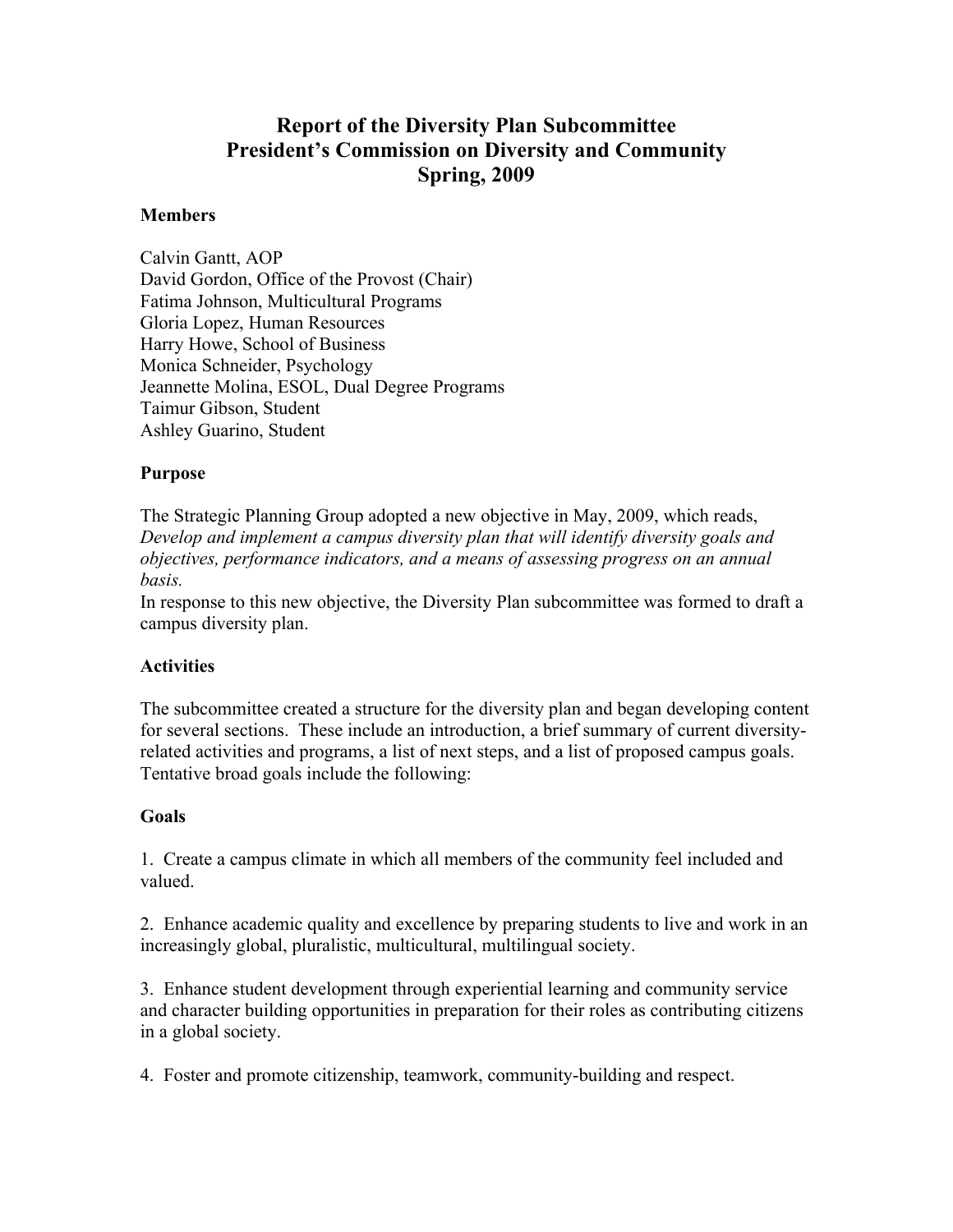# Report of the Diversity Plan Subcommittee
# President's Commission on Diversity and Community
# Spring, 2009

**Members**

Calvin Gantt, AOP
David Gordon, Office of the Provost (Chair)
Fatima Johnson, Multicultural Programs
Gloria Lopez, Human Resources
Harry Howe, School of Business
Monica Schneider, Psychology
Jeannette Molina, ESOL, Dual Degree Programs
Taimur Gibson, Student
Ashley Guarino, Student

**Purpose**

The Strategic Planning Group adopted a new objective in May, 2009, which reads, *Develop and implement a campus diversity plan that will identify diversity goals and objectives, performance indicators, and a means of assessing progress on an annual basis.*
In response to this new objective, the Diversity Plan subcommittee was formed to draft a campus diversity plan.

**Activities**

The subcommittee created a structure for the diversity plan and began developing content for several sections. These include an introduction, a brief summary of current diversity-related activities and programs, a list of next steps, and a list of proposed campus goals. Tentative broad goals include the following:

**Goals**

1. Create a campus climate in which all members of the community feel included and valued.

2. Enhance academic quality and excellence by preparing students to live and work in an increasingly global, pluralistic, multicultural, multilingual society.

3. Enhance student development through experiential learning and community service and character building opportunities in preparation for their roles as contributing citizens in a global society.

4. Foster and promote citizenship, teamwork, community-building and respect.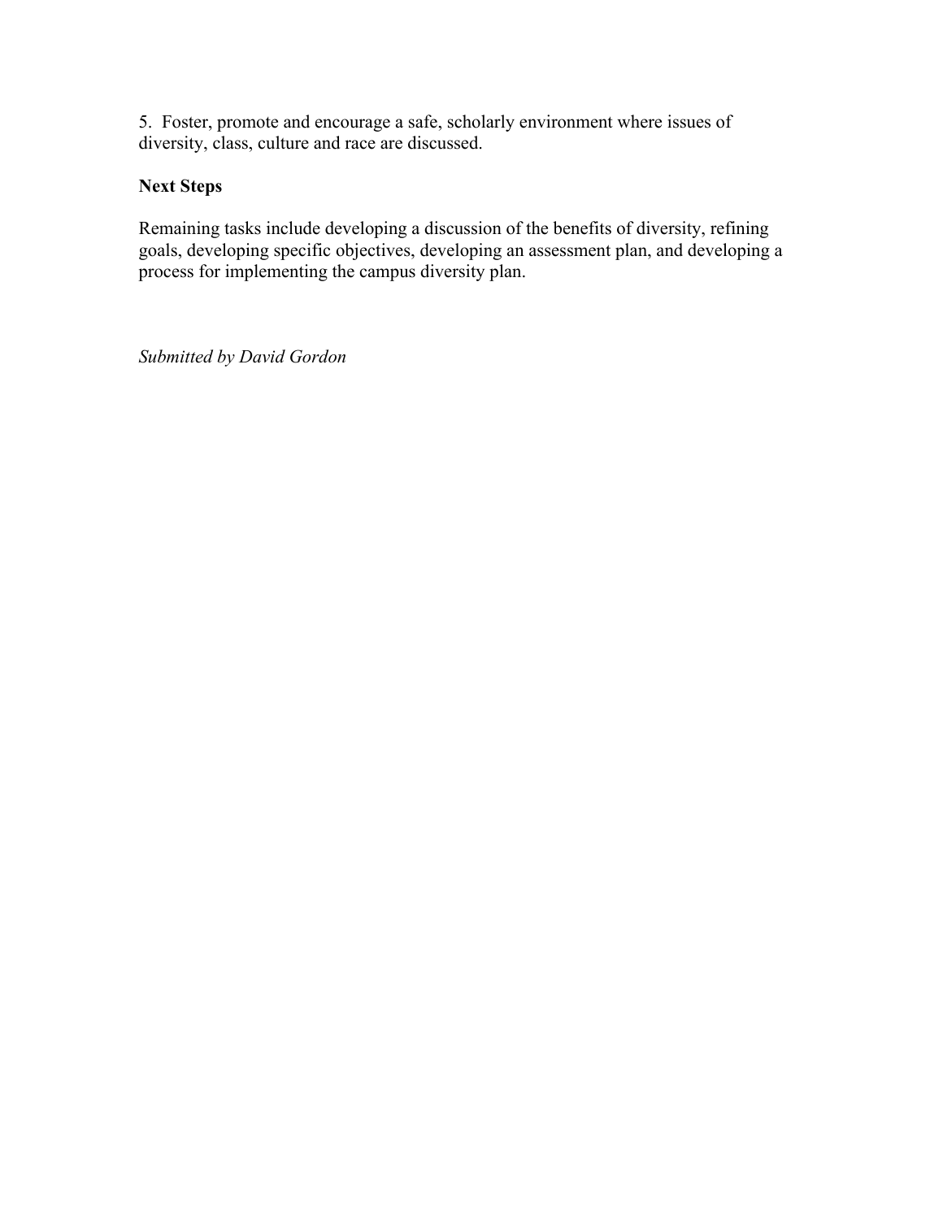5. Foster, promote and encourage a safe, scholarly environment where issues of diversity, class, culture and race are discussed.

**Next Steps**

Remaining tasks include developing a discussion of the benefits of diversity, refining goals, developing specific objectives, developing an assessment plan, and developing a process for implementing the campus diversity plan.

*Submitted by David Gordon*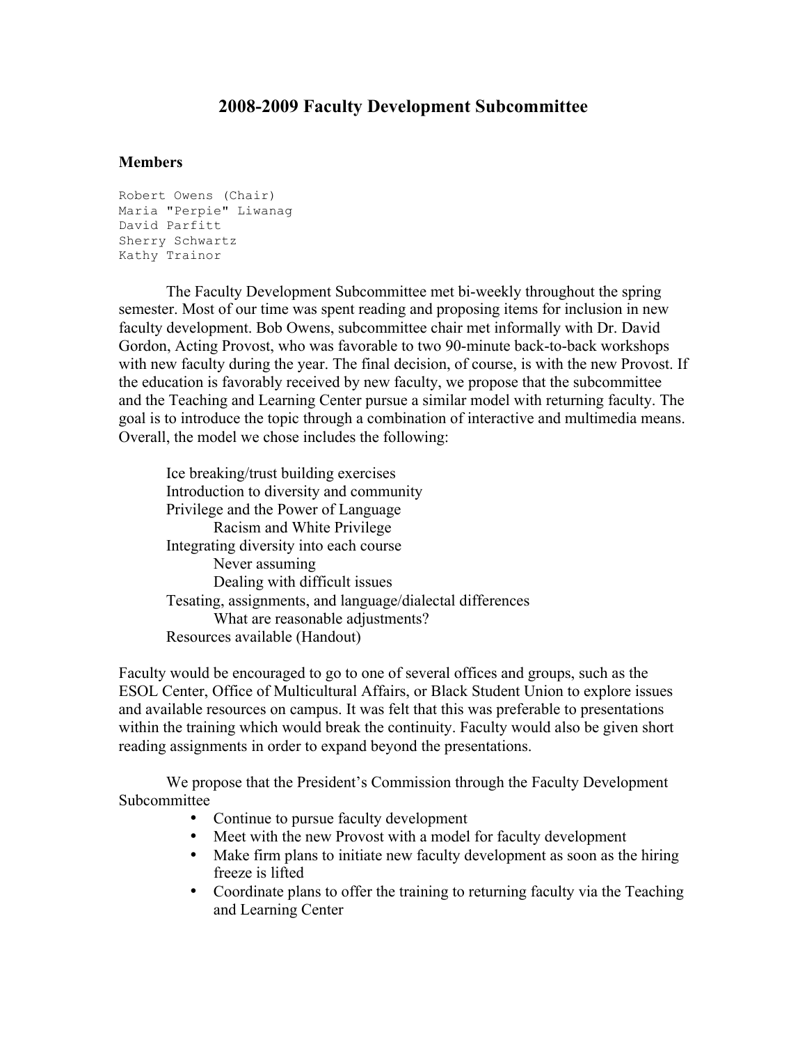# 2008-2009 Faculty Development Subcommittee

**Members**

```
Robert Owens (Chair)
Maria "Perpie" Liwanag
David Parfitt
Sherry Schwartz
Kathy Trainor
```

The Faculty Development Subcommittee met bi-weekly throughout the spring semester. Most of our time was spent reading and proposing items for inclusion in new faculty development. Bob Owens, subcommittee chair met informally with Dr. David Gordon, Acting Provost, who was favorable to two 90-minute back-to-back workshops with new faculty during the year. The final decision, of course, is with the new Provost. If the education is favorably received by new faculty, we propose that the subcommittee and the Teaching and Learning Center pursue a similar model with returning faculty. The goal is to introduce the topic through a combination of interactive and multimedia means. Overall, the model we chose includes the following:

- Ice breaking/trust building exercises
- Introduction to diversity and community
- Privilege and the Power of Language
  - Racism and White Privilege
- Integrating diversity into each course
  - Never assuming
  - Dealing with difficult issues
- Tesating, assignments, and language/dialectal differences
  - What are reasonable adjustments?
- Resources available (Handout)

Faculty would be encouraged to go to one of several offices and groups, such as the ESOL Center, Office of Multicultural Affairs, or Black Student Union to explore issues and available resources on campus. It was felt that this was preferable to presentations within the training which would break the continuity. Faculty would also be given short reading assignments in order to expand beyond the presentations.

We propose that the President's Commission through the Faculty Development Subcommittee

- Continue to pursue faculty development
- Meet with the new Provost with a model for faculty development
- Make firm plans to initiate new faculty development as soon as the hiring freeze is lifted
- Coordinate plans to offer the training to returning faculty via the Teaching and Learning Center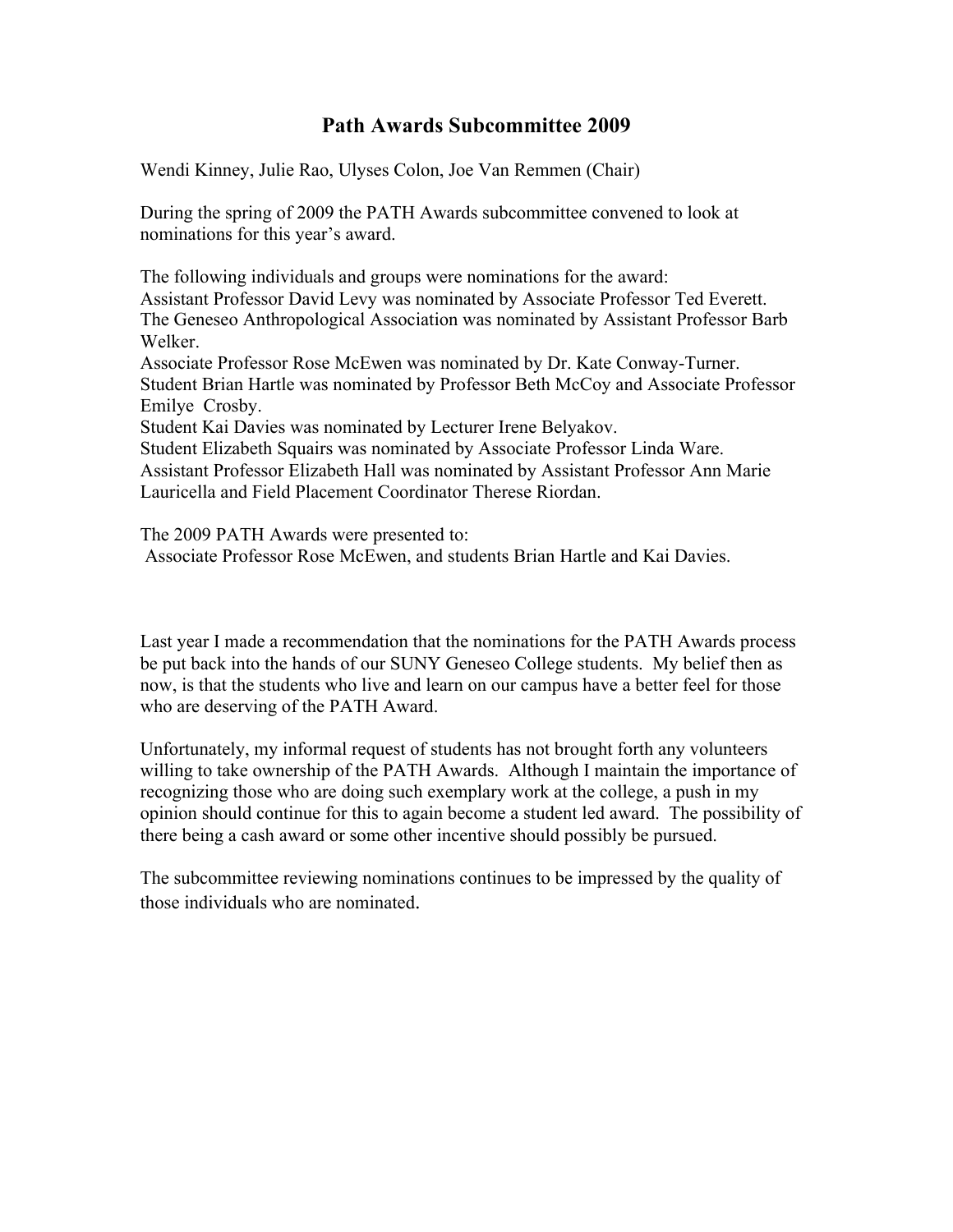# Path Awards Subcommittee 2009

Wendi Kinney, Julie Rao, Ulyses Colon, Joe Van Remmen (Chair)

During the spring of 2009 the PATH Awards subcommittee convened to look at nominations for this year's award.

The following individuals and groups were nominations for the award:
Assistant Professor David Levy was nominated by Associate Professor Ted Everett.
The Geneseo Anthropological Association was nominated by Assistant Professor Barb Welker.
Associate Professor Rose McEwen was nominated by Dr. Kate Conway-Turner.
Student Brian Hartle was nominated by Professor Beth McCoy and Associate Professor Emilye Crosby.
Student Kai Davies was nominated by Lecturer Irene Belyakov.
Student Elizabeth Squairs was nominated by Associate Professor Linda Ware.
Assistant Professor Elizabeth Hall was nominated by Assistant Professor Ann Marie Lauricella and Field Placement Coordinator Therese Riordan.

The 2009 PATH Awards were presented to:
Associate Professor Rose McEwen, and students Brian Hartle and Kai Davies.

Last year I made a recommendation that the nominations for the PATH Awards process be put back into the hands of our SUNY Geneseo College students. My belief then as now, is that the students who live and learn on our campus have a better feel for those who are deserving of the PATH Award.

Unfortunately, my informal request of students has not brought forth any volunteers willing to take ownership of the PATH Awards. Although I maintain the importance of recognizing those who are doing such exemplary work at the college, a push in my opinion should continue for this to again become a student led award. The possibility of there being a cash award or some other incentive should possibly be pursued.

The subcommittee reviewing nominations continues to be impressed by the quality of those individuals who are nominated.